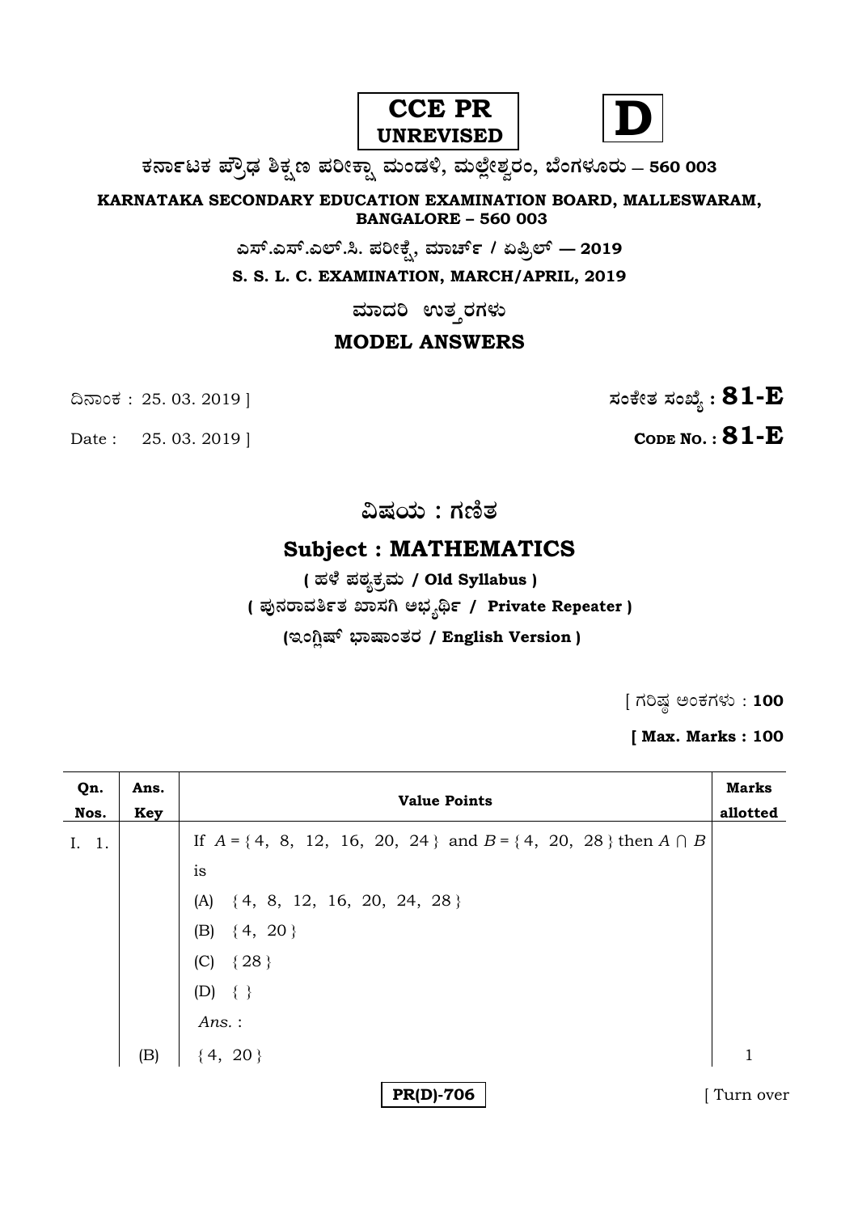**CCE PR UNREVISED** **D**

**ಕರ್ನಾಟಕ ಪ್ರೌಢ ಶಿಕ್ಷಣ ಪರೀಕ್ಷಾ ಮಂಡಳಿ, ಮಲ್ಲೇಶ್ವರಂ, ಬೆಂಗಳೂರು – 560 003**

**KARNATAKA SECONDARY EDUCATION EXAMINATION BOARD, MALLESWARAM, BANGALORE – 560 003**

**ಎಸ್.ಎಸ್.ಎಲ್.ಸಿ. ಪರೀಕ್ಷೆ, ಮಾರ್ಚ್ / ಏಪ್ರಿಲ್ — 2019**

**S. S. L. C. EXAMINATION, MARCH/APRIL, 2019**

**ಮಾದರಿ ಉತ್ತರಗಳು**

**MODEL ANSWERS**

ದಿನಾಂಕ : 25. 03. 2019 ] **ಸಂಕೇತ ಸಂಖ್ಯೆ : 81-E**

Date : 25. 03. 2019 ] **CODE NO. : 81-E**

**ವಿಷಯ : ಗಣಿತ**

## Subject : MATHEMATICS

**( ಹಳೆ ಪಠ್ಯಕ್ರಮ / Old Syllabus )**

**( ಪುನರಾವರ್ತಿತ ಖಾಸಗಿ ಅಭ್ಯರ್ಥಿ / Private Repeater )**

**(ಇಂಗ್ಲಿಷ್ ಭಾಷಾಂತರ / English Version )**

[ ಗರಿಷ್ಠ ಅಂಕಗಳು : **100**

**[ Max. Marks : 100**

| Qn. Nos. | Ans. Key | Value Points | Marks allotted |
|---|---|---|---|
| I. 1. | | If $A = \{4, 8, 12, 16, 20, 24\}$ and $B = \{4, 20, 28\}$ then $A \cap B$ is | |
| | | (A) $\{4, 8, 12, 16, 20, 24, 28\}$ | |
| | | (B) $\{4, 20\}$ | |
| | | (C) $\{28\}$ | |
| | | (D) $\{\ \}$ | |
| | | *Ans.* : | |
| | (B) | $\{4, 20\}$ | 1 |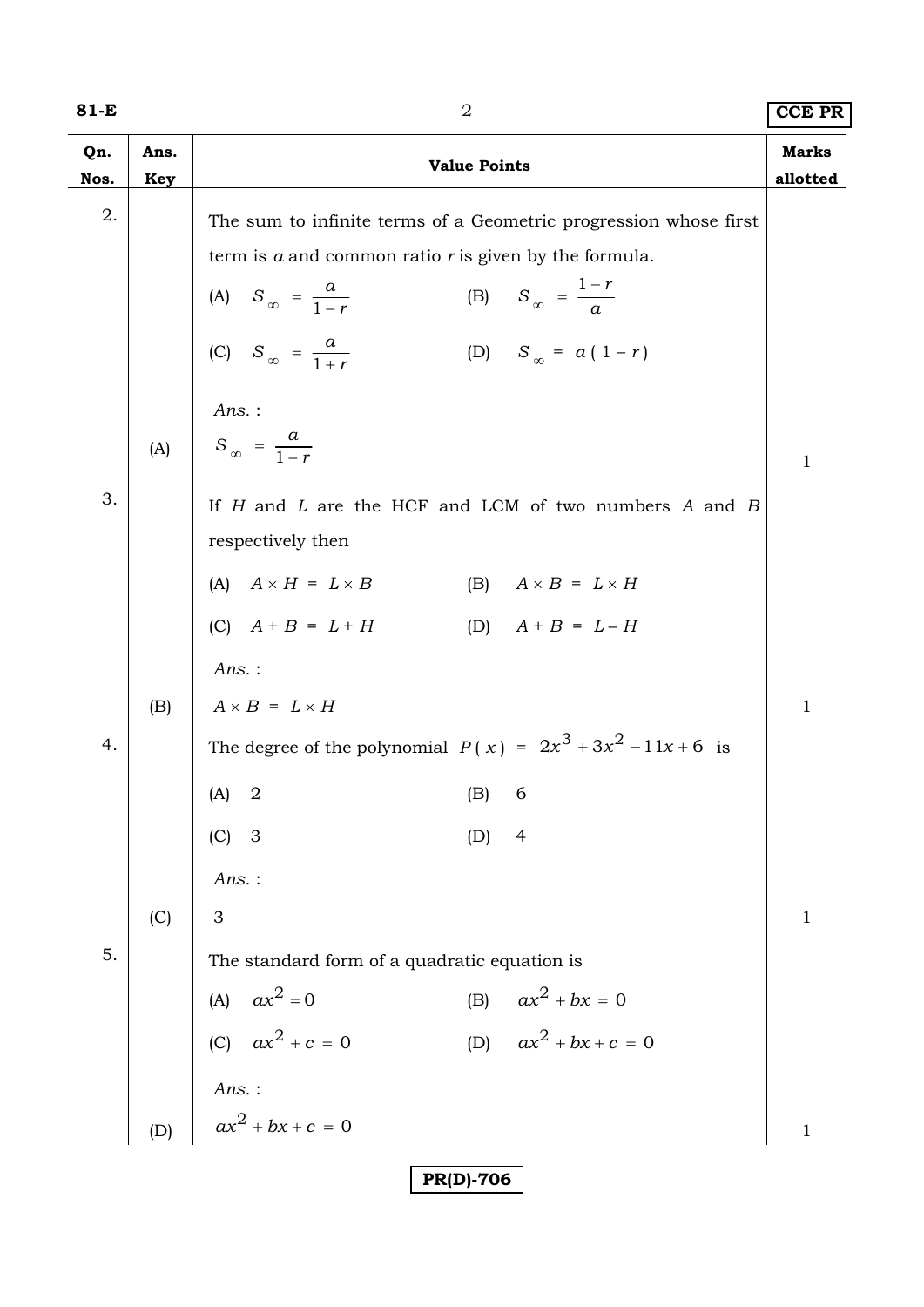| Qn. Nos. | Ans. Key | Value Points | Marks allotted |
|---|---|---|---|
| 2. | | The sum to infinite terms of a Geometric progression whose first term is $a$ and common ratio $r$ is given by the formula. | |
| | | (A) $S_\infty = \frac{a}{1-r}$ (B) $S_\infty = \frac{1-r}{a}$ | |
| | | (C) $S_\infty = \frac{a}{1+r}$ (D) $S_\infty = a(1-r)$ | |
| | | *Ans.* : | |
| | (A) | $S_\infty = \frac{a}{1-r}$ | 1 |
| 3. | | If $H$ and $L$ are the HCF and LCM of two numbers $A$ and $B$ respectively then | |
| | | (A) $A \times H = L \times B$ (B) $A \times B = L \times H$ | |
| | | (C) $A + B = L + H$ (D) $A + B = L - H$ | |
| | | *Ans.* : | |
| | (B) | $A \times B = L \times H$ | 1 |
| 4. | | The degree of the polynomial $P(x) = 2x^3 + 3x^2 - 11x + 6$ is | |
| | | (A) 2 (B) 6 | |
| | | (C) 3 (D) 4 | |
| | | *Ans.* : | |
| | (C) | 3 | 1 |
| 5. | | The standard form of a quadratic equation is | |
| | | (A) $ax^2 = 0$ (B) $ax^2 + bx = 0$ | |
| | | (C) $ax^2 + c = 0$ (D) $ax^2 + bx + c = 0$ | |
| | | *Ans.* : | |
| | (D) | $ax^2 + bx + c = 0$ | 1 |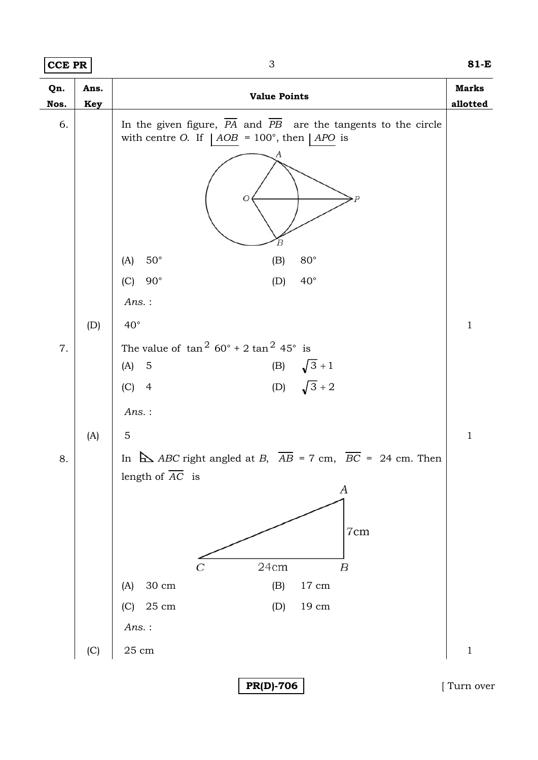| Qn. Nos. | Ans. Key | Value Points | Marks allotted |
|---|---|---|---|
| 6. | | In the given figure, $\overline{PA}$ and $\overline{PB}$ are the tangents to the circle with centre *O*. If $\angle AOB = 100°$, then $\angle APO$ is | |
| | | (A) 50° (B) 80° | |
| | | (C) 90° (D) 40° | |
| | | *Ans.* : | |
| | (D) | 40° | 1 |
| 7. | | The value of $\tan^2 60° + 2 \tan^2 45°$ is | |
| | | (A) 5 (B) $\sqrt{3} + 1$ | |
| | | (C) 4 (D) $\sqrt{3} + 2$ | |
| | | *Ans.* : | |
| | (A) | 5 | 1 |
| 8. | | In $\triangle ABC$ right angled at *B*, $\overline{AB} = 7$ cm, $\overline{BC} = 24$ cm. Then length of $\overline{AC}$ is | |
| | | (A) 30 cm (B) 17 cm | |
| | | (C) 25 cm (D) 19 cm | |
| | | *Ans.* : | |
| | (C) | 25 cm | 1 |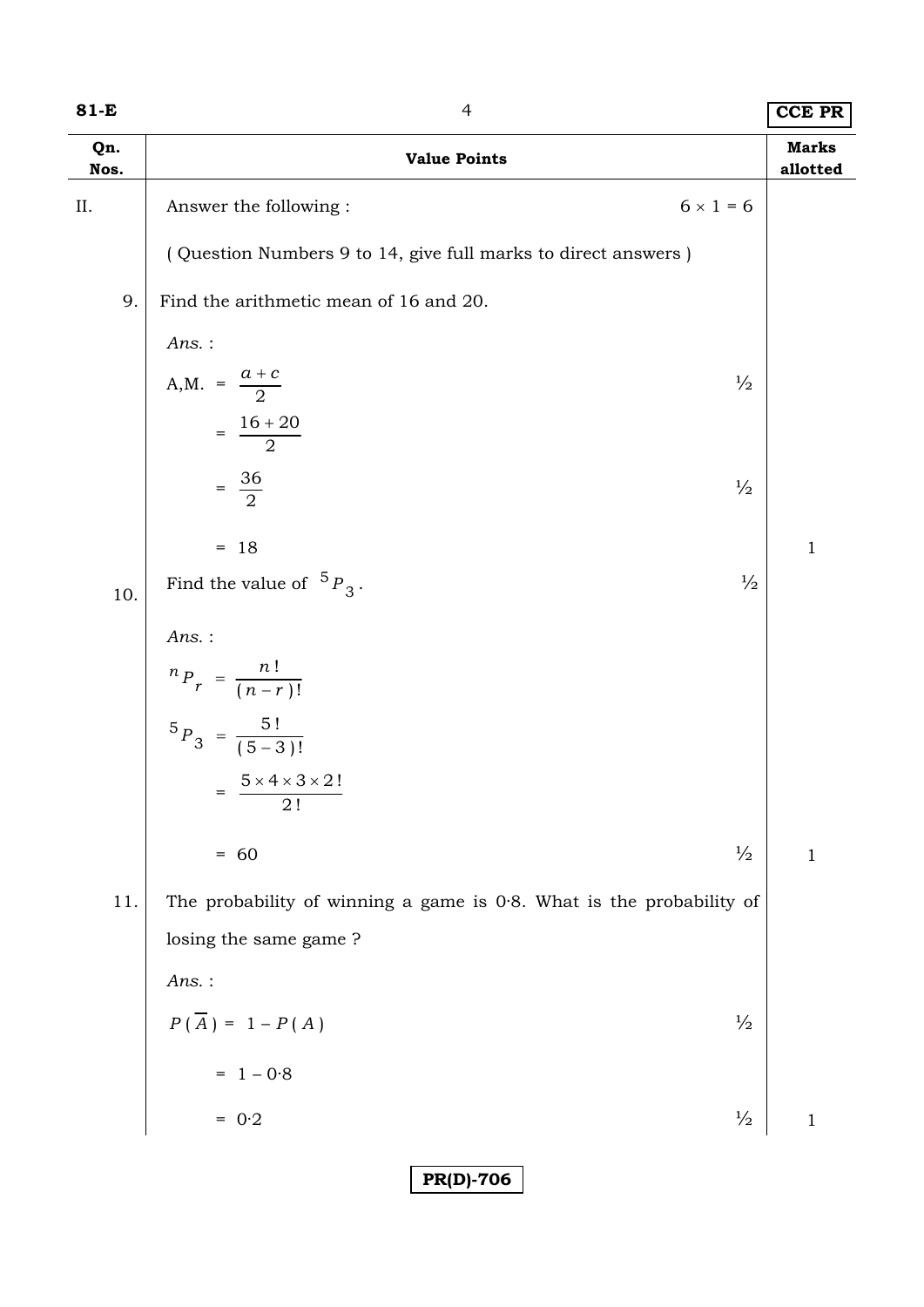| Qn. Nos. | Value Points | Marks allotted |
|---|---|---|
| II. | Answer the following : $6 \times 1 = 6$ | |
| | ( Question Numbers 9 to 14, give full marks to direct answers ) | |
| 9. | Find the arithmetic mean of 16 and 20. | |
| | *Ans.* : | |
| | A,M. $= \dfrac{a+c}{2}$ ½ | |
| | $= \dfrac{16+20}{2}$ | |
| | $= \dfrac{36}{2}$ ½ | |
| | $= 18$ | 1 |
| 10. | Find the value of ${}^5P_3$. ½ | |
| | *Ans.* : | |
| | ${}^nP_r = \dfrac{n!}{(n-r)!}$ | |
| | ${}^5P_3 = \dfrac{5!}{(5-3)!}$ | |
| | $= \dfrac{5 \times 4 \times 3 \times 2!}{2!}$ | |
| | $= 60$ ½ | 1 |
| 11. | The probability of winning a game is 0·8. What is the probability of losing the same game ? | |
| | *Ans.* : | |
| | $P(\overline{A}) = 1 - P(A)$ ½ | |
| | $= 1 - 0{\cdot}8$ | |
| | $= 0{\cdot}2$ ½ | 1 |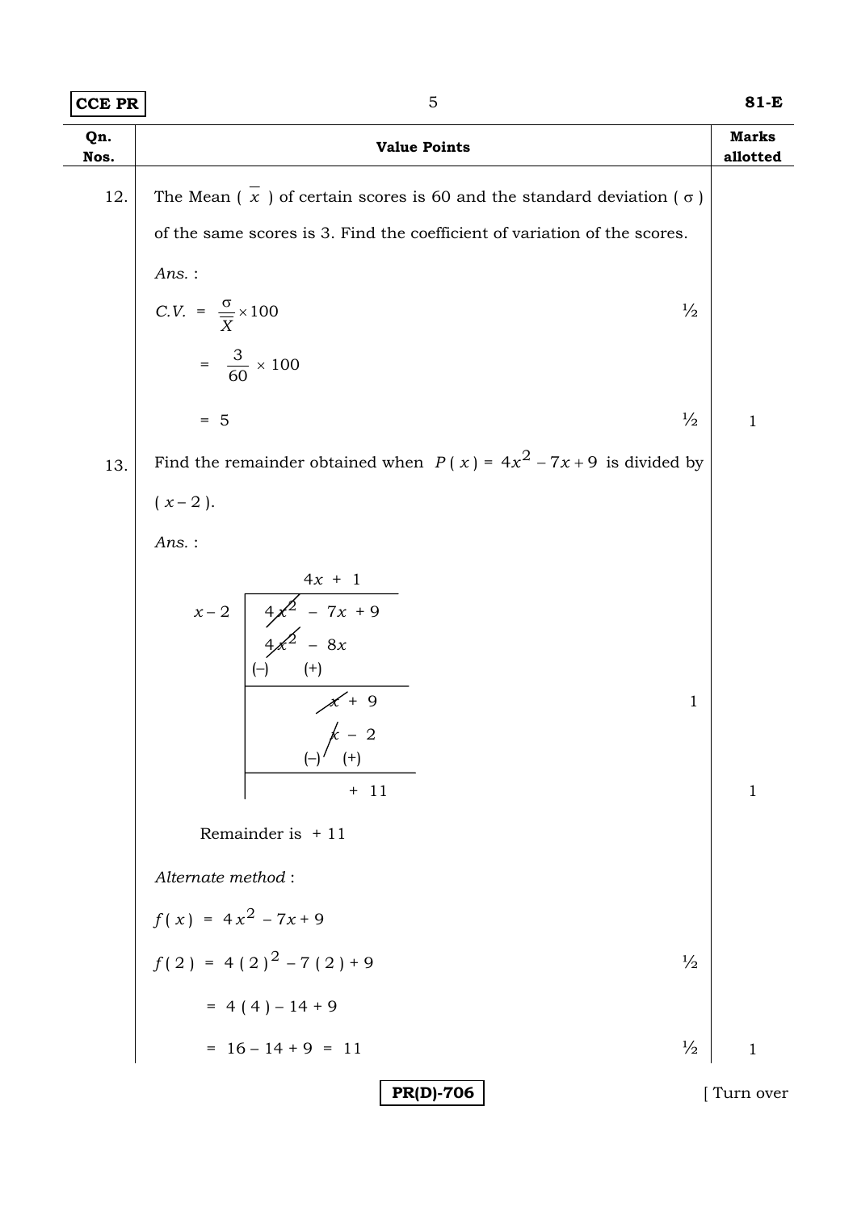| Qn. Nos. | Value Points | Marks allotted |
|---|---|---|
| 12. | The Mean ( $\overline{x}$ ) of certain scores is 60 and the standard deviation ( $\sigma$ ) of the same scores is 3. Find the coefficient of variation of the scores. | |
| | *Ans.* : | |
| | $C.V. = \frac{\sigma}{\overline{X}} \times 100$ &nbsp;&nbsp;&nbsp; ½ | |
| | $= \frac{3}{60} \times 100$ | |
| | $= 5$ &nbsp;&nbsp;&nbsp; ½ | 1 |
| 13. | Find the remainder obtained when $P(x) = 4x^2 - 7x + 9$ is divided by $(x - 2)$. | |
| | *Ans.* : | |
| | Quotient: $4x + 1$ | |
| | $x - 2$ ) $4x^2 - 7x + 9$ | |
| | $4x^2 - 8x$ &nbsp; (−) (+) | |
| | $x + 9$ &nbsp;&nbsp;&nbsp; 1 | |
| | $x - 2$ &nbsp; (−) (+) | |
| | $+ 11$ | 1 |
| | Remainder is $+ 11$ | |
| | *Alternate method* : | |
| | $f(x) = 4x^2 - 7x + 9$ | |
| | $f(2) = 4(2)^2 - 7(2) + 9$ &nbsp;&nbsp;&nbsp; ½ | |
| | $= 4(4) - 14 + 9$ | |
| | $= 16 - 14 + 9 = 11$ &nbsp;&nbsp;&nbsp; ½ | 1 |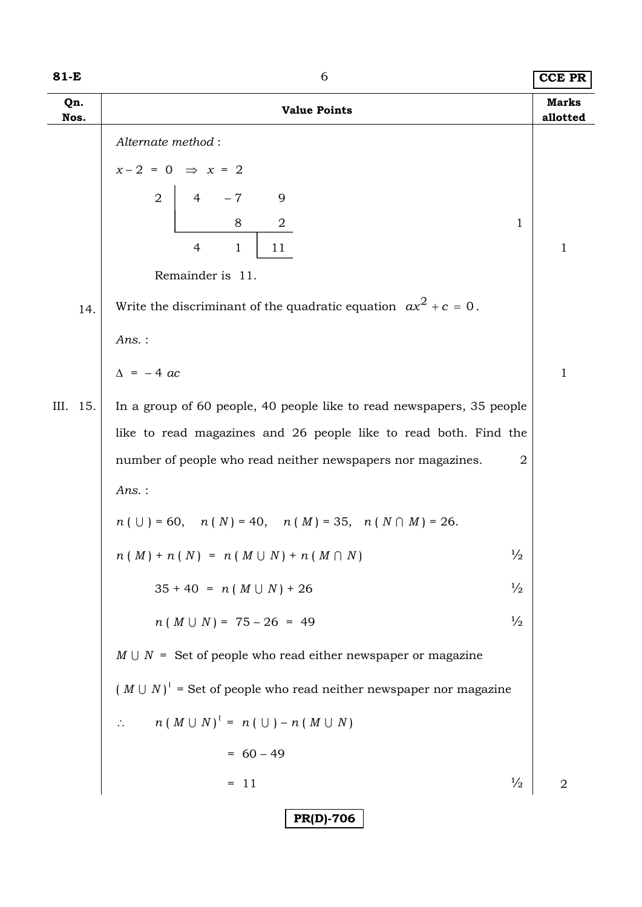| Qn. Nos. | Value Points | Marks allotted |
|---|---|---|
| | *Alternate method* : | |
| | $x - 2 = 0 \;\Rightarrow\; x = 2$ | |
| | $\begin{array}{c\|ccc} 2 & 4 & -7 & 9 \\ & & 8 & 2 \\ \hline & 4 & 1 & 11 \end{array}$ &nbsp;&nbsp;&nbsp; 1 | 1 |
| | Remainder is 11. | |
| 14. | Write the discriminant of the quadratic equation $ax^2 + c = 0$. | |
| | *Ans.* : | |
| | $\Delta = -4\,ac$ | 1 |
| III. 15. | In a group of 60 people, 40 people like to read newspapers, 35 people like to read magazines and 26 people like to read both. Find the number of people who read neither newspapers nor magazines. &nbsp;&nbsp;&nbsp; 2 | |
| | *Ans.* : | |
| | $n(\cup) = 60, \quad n(N) = 40, \quad n(M) = 35, \quad n(N \cap M) = 26.$ | |
| | $n(M) + n(N) = n(M \cup N) + n(M \cap N)$ &nbsp;&nbsp;&nbsp; ½ | |
| | $35 + 40 = n(M \cup N) + 26$ &nbsp;&nbsp;&nbsp; ½ | |
| | $n(M \cup N) = 75 - 26 = 49$ &nbsp;&nbsp;&nbsp; ½ | |
| | $M \cup N$ = Set of people who read either newspaper or magazine | |
| | $(M \cup N)^{\prime}$ = Set of people who read neither newspaper nor magazine | |
| | $\therefore \quad n(M \cup N)^{\prime} = n(\cup) - n(M \cup N)$ | |
| | $= 60 - 49$ | |
| | $= 11$ &nbsp;&nbsp;&nbsp; ½ | 2 |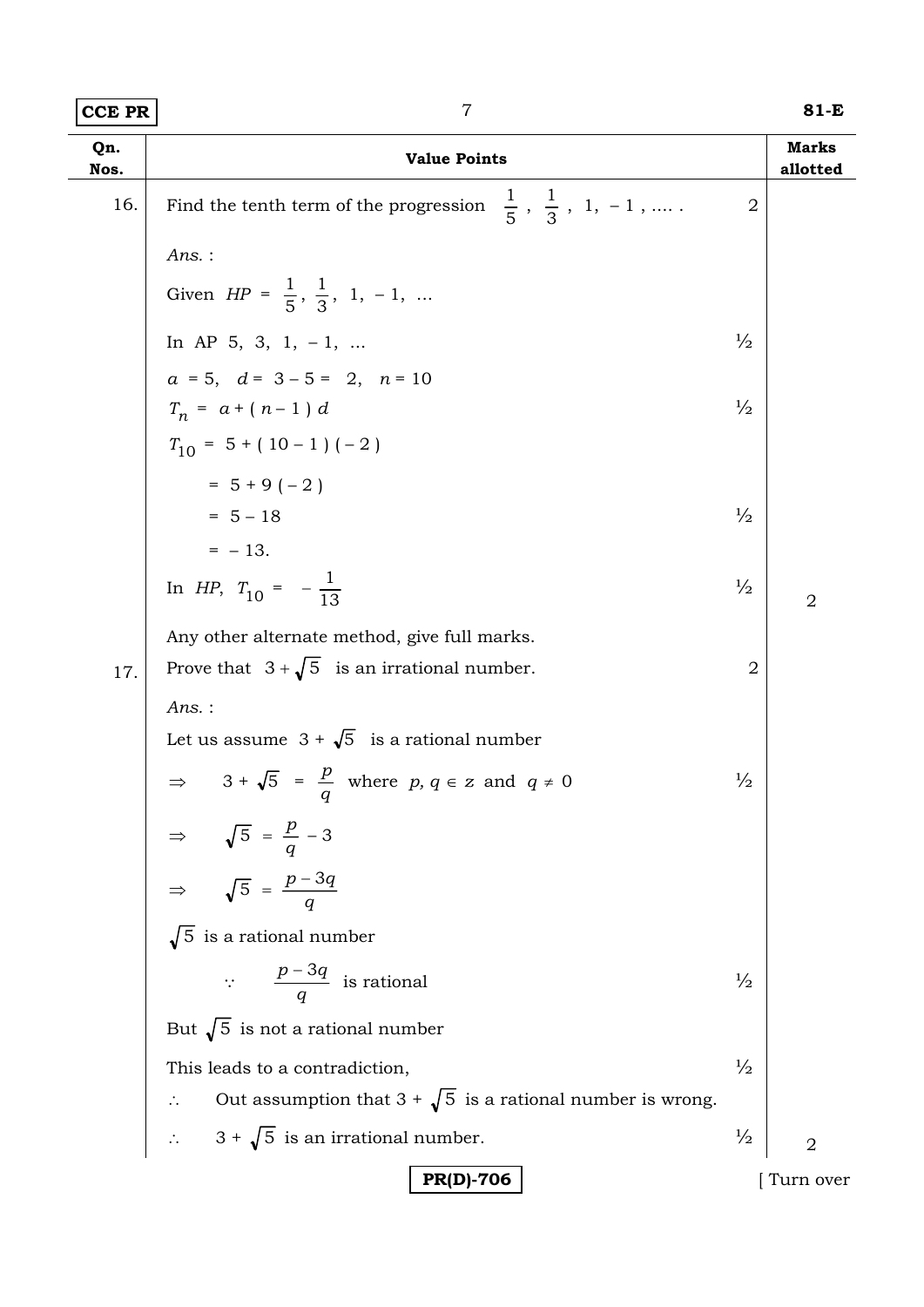| Qn. Nos. | Value Points | | Marks allotted |
|---|---|---|---|
| 16. | Find the tenth term of the progression $\frac{1}{5}$ , $\frac{1}{3}$ , 1, – 1 , …. . | 2 | |
| | *Ans.* : | | |
| | Given $HP = \frac{1}{5}, \frac{1}{3}, 1, -1, \ldots$ | | |
| | In AP 5, 3, 1, – 1, … | ½ | |
| | $a = 5, \quad d = 3 - 5 = 2, \quad n = 10$ | | |
| | $T_n = a + (n-1)d$ | ½ | |
| | $T_{10} = 5 + (10-1)(-2)$ | | |
| | $= 5 + 9(-2)$ | | |
| | $= 5 - 18$ | ½ | |
| | $= -13.$ | | |
| | In $HP$, $T_{10} = -\frac{1}{13}$ | ½ | 2 |
| | Any other alternate method, give full marks. | | |
| 17. | Prove that $3 + \sqrt{5}$ is an irrational number. | 2 | |
| | *Ans.* : | | |
| | Let us assume $3 + \sqrt{5}$ is a rational number | | |
| | $\Rightarrow \quad 3 + \sqrt{5} = \frac{p}{q}$ where $p, q \in z$ and $q \neq 0$ | ½ | |
| | $\Rightarrow \quad \sqrt{5} = \frac{p}{q} - 3$ | | |
| | $\Rightarrow \quad \sqrt{5} = \frac{p - 3q}{q}$ | | |
| | $\sqrt{5}$ is a rational number | | |
| | $\because \quad \frac{p-3q}{q}$ is rational | ½ | |
| | But $\sqrt{5}$ is not a rational number | | |
| | This leads to a contradiction, | ½ | |
| | $\therefore$ Out assumption that $3 + \sqrt{5}$ is a rational number is wrong. | | |
| | $\therefore$ $3 + \sqrt{5}$ is an irrational number. | ½ | 2 |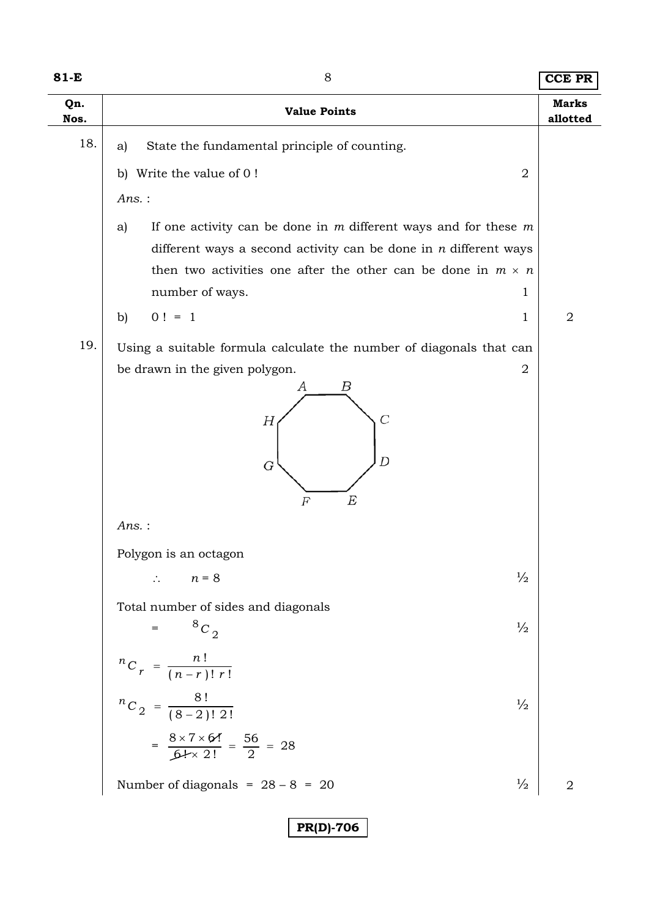| Qn. Nos. | Value Points | Marks allotted |
|---|---|---|
| 18. | a) State the fundamental principle of counting. | |
| | b) Write the value of 0 ! &nbsp;&nbsp;&nbsp; 2 | |
| | *Ans.* : | |
| | a) If one activity can be done in $m$ different ways and for these $m$ different ways a second activity can be done in $n$ different ways then two activities one after the other can be done in $m \times n$ number of ways. &nbsp;&nbsp;&nbsp; 1 | |
| | b) $0\,! = 1$ &nbsp;&nbsp;&nbsp; 1 | 2 |
| 19. | Using a suitable formula calculate the number of diagonals that can be drawn in the given polygon. &nbsp;&nbsp;&nbsp; 2 | |
| | (Octagon with vertices A, B, C, D, E, F, G, H) | |
| | *Ans.* : | |
| | Polygon is an octagon | |
| | $\therefore \quad n = 8$ &nbsp;&nbsp;&nbsp; ½ | |
| | Total number of sides and diagonals | |
| | $= {}^{8}C_{2}$ &nbsp;&nbsp;&nbsp; ½ | |
| | ${}^{n}C_{r} = \dfrac{n\,!}{(n-r)\,!\;r\,!}$ | |
| | ${}^{n}C_{2} = \dfrac{8\,!}{(8-2)\,!\;2\,!}$ &nbsp;&nbsp;&nbsp; ½ | |
| | $= \dfrac{8 \times 7 \times 6!}{6! \times 2!} = \dfrac{56}{2} = 28$ | |
| | Number of diagonals $= 28 - 8 = 20$ &nbsp;&nbsp;&nbsp; ½ | 2 |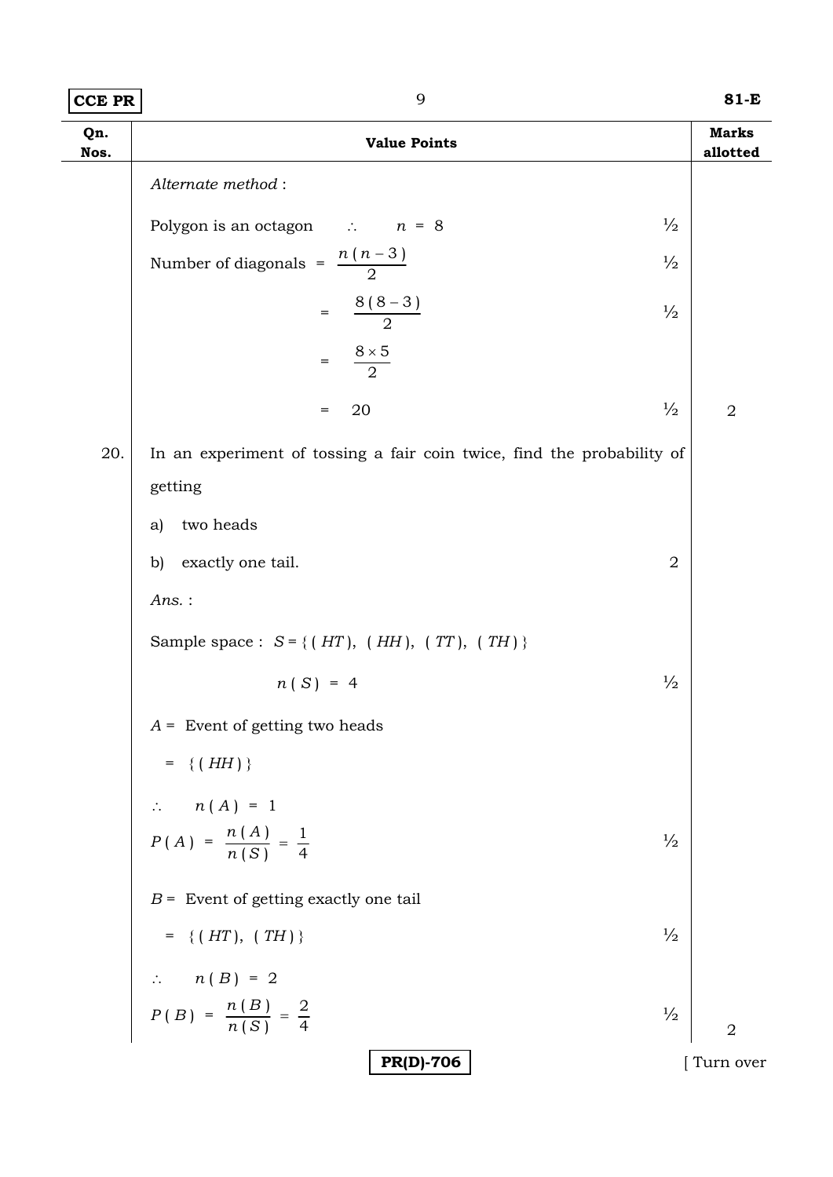| Qn. Nos. | Value Points | | Marks allotted |
|---|---|---|---|
| | *Alternate method* : | | |
| | Polygon is an octagon $\therefore \quad n = 8$ | ½ | |
| | Number of diagonals $= \dfrac{n(n-3)}{2}$ | ½ | |
| | $= \dfrac{8(8-3)}{2}$ | ½ | |
| | $= \dfrac{8 \times 5}{2}$ | | |
| | $= 20$ | ½ | 2 |
| 20. | In an experiment of tossing a fair coin twice, find the probability of getting<br>a) two heads<br>b) exactly one tail. | 2 | |
| | *Ans.* : | | |
| | Sample space : $S = \{(HT), (HH), (TT), (TH)\}$ | | |
| | $n(S) = 4$ | ½ | |
| | $A =$ Event of getting two heads | | |
| | $= \{(HH)\}$ | | |
| | $\therefore \quad n(A) = 1$ | | |
| | $P(A) = \dfrac{n(A)}{n(S)} = \dfrac{1}{4}$ | ½ | |
| | $B =$ Event of getting exactly one tail | | |
| | $= \{(HT), (TH)\}$ | ½ | |
| | $\therefore \quad n(B) = 2$ | | |
| | $P(B) = \dfrac{n(B)}{n(S)} = \dfrac{2}{4}$ | ½ | 2 |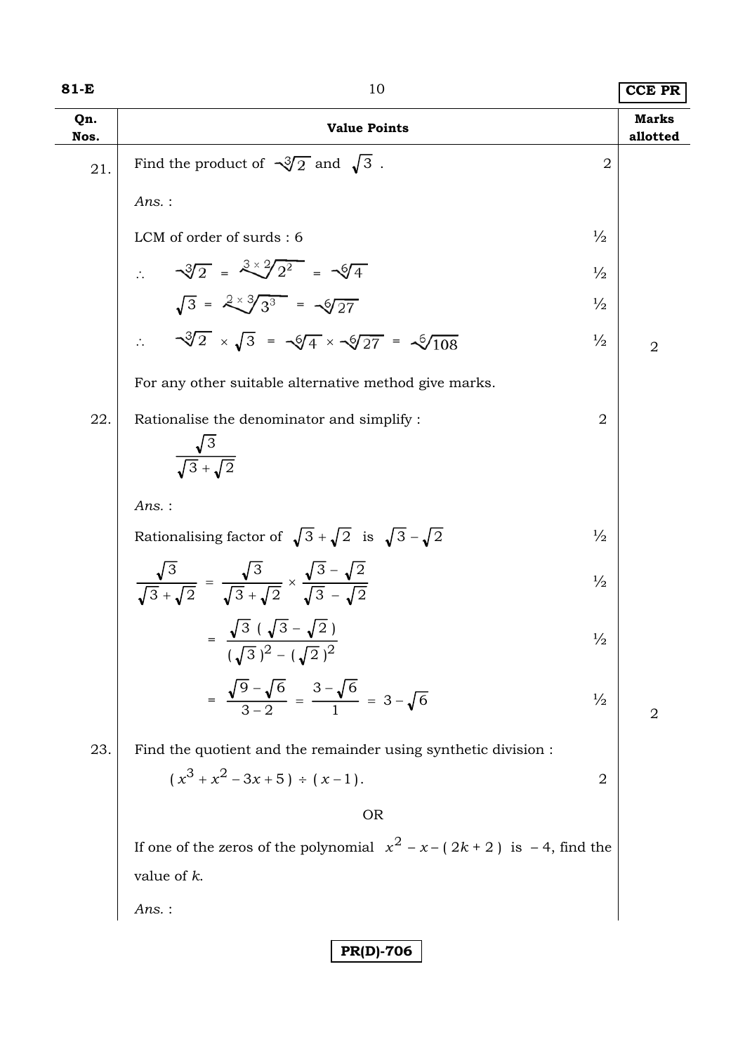| Qn. Nos. | Value Points | | Marks allotted |
|---|---|---|---|
| 21. | Find the product of $\sqrt[3]{2}$ and $\sqrt{3}$ . | 2 | |
| | *Ans.* : | | |
| | LCM of order of surds : 6 | ½ | |
| | $\therefore \quad \sqrt[3]{2} = \sqrt[3 \times 2]{2^2} = \sqrt[6]{4}$ | ½ | |
| | $\sqrt{3} = \sqrt[2 \times 3]{3^3} = \sqrt[6]{27}$ | ½ | |
| | $\therefore \quad \sqrt[3]{2} \times \sqrt{3} = \sqrt[6]{4} \times \sqrt[6]{27} = \sqrt[6]{108}$ | ½ | 2 |
| | For any other suitable alternative method give marks. | | |
| 22. | Rationalise the denominator and simplify : $\dfrac{\sqrt{3}}{\sqrt{3}+\sqrt{2}}$ | 2 | |
| | *Ans.* : | | |
| | Rationalising factor of $\sqrt{3}+\sqrt{2}$ is $\sqrt{3}-\sqrt{2}$ | ½ | |
| | $\dfrac{\sqrt{3}}{\sqrt{3}+\sqrt{2}} = \dfrac{\sqrt{3}}{\sqrt{3}+\sqrt{2}} \times \dfrac{\sqrt{3}-\sqrt{2}}{\sqrt{3}-\sqrt{2}}$ | ½ | |
| | $= \dfrac{\sqrt{3}\,(\sqrt{3}-\sqrt{2})}{(\sqrt{3})^2-(\sqrt{2})^2}$ | ½ | |
| | $= \dfrac{\sqrt{9}-\sqrt{6}}{3-2} = \dfrac{3-\sqrt{6}}{1} = 3-\sqrt{6}$ | ½ | 2 |
| 23. | Find the quotient and the remainder using synthetic division : $(x^3+x^2-3x+5) \div (x-1)$. | 2 | |
| | OR | | |
| | If one of the zeros of the polynomial $x^2 - x - (2k+2)$ is $-4$, find the value of *k*. | | |
| | *Ans.* : | | |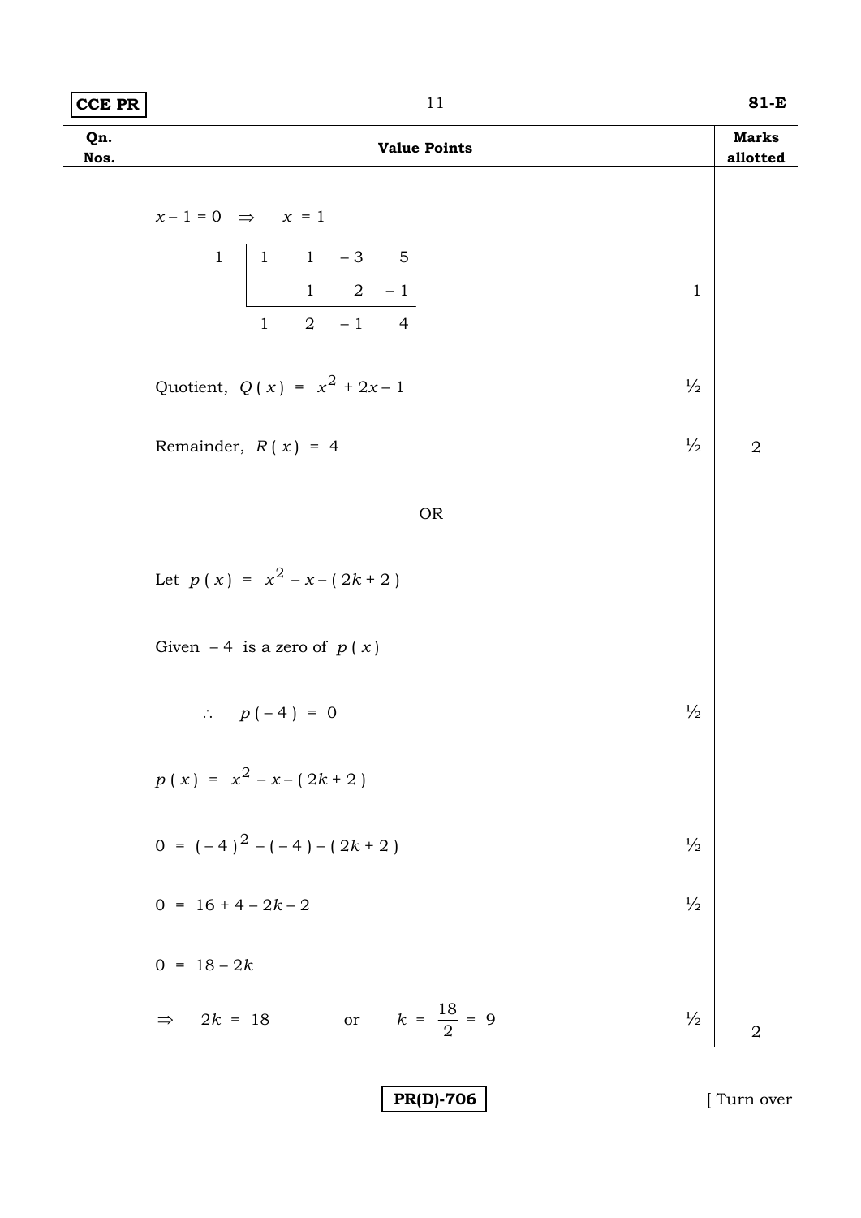| Qn. Nos. | Value Points | | Marks allotted |
|---|---|---|---|
| | $x - 1 = 0 \quad \Rightarrow \quad x = 1$ | | |
| | $$\begin{array}{c\|cccc} 1 & 1 & 1 & -3 & 5 \\ & & 1 & 2 & -1 \\ \hline & 1 & 2 & -1 & 4 \end{array}$$ | 1 | |
| | Quotient, $Q(x) = x^2 + 2x - 1$ | ½ | |
| | Remainder, $R(x) = 4$ | ½ | 2 |
| | OR | | |
| | Let $p(x) = x^2 - x - (2k + 2)$ | | |
| | Given $-4$ is a zero of $p(x)$ | | |
| | $\therefore \quad p(-4) = 0$ | ½ | |
| | $p(x) = x^2 - x - (2k + 2)$ | | |
| | $0 = (-4)^2 - (-4) - (2k + 2)$ | ½ | |
| | $0 = 16 + 4 - 2k - 2$ | ½ | |
| | $0 = 18 - 2k$ | | |
| | $\Rightarrow \quad 2k = 18 \qquad \text{or} \qquad k = \frac{18}{2} = 9$ | ½ | 2 |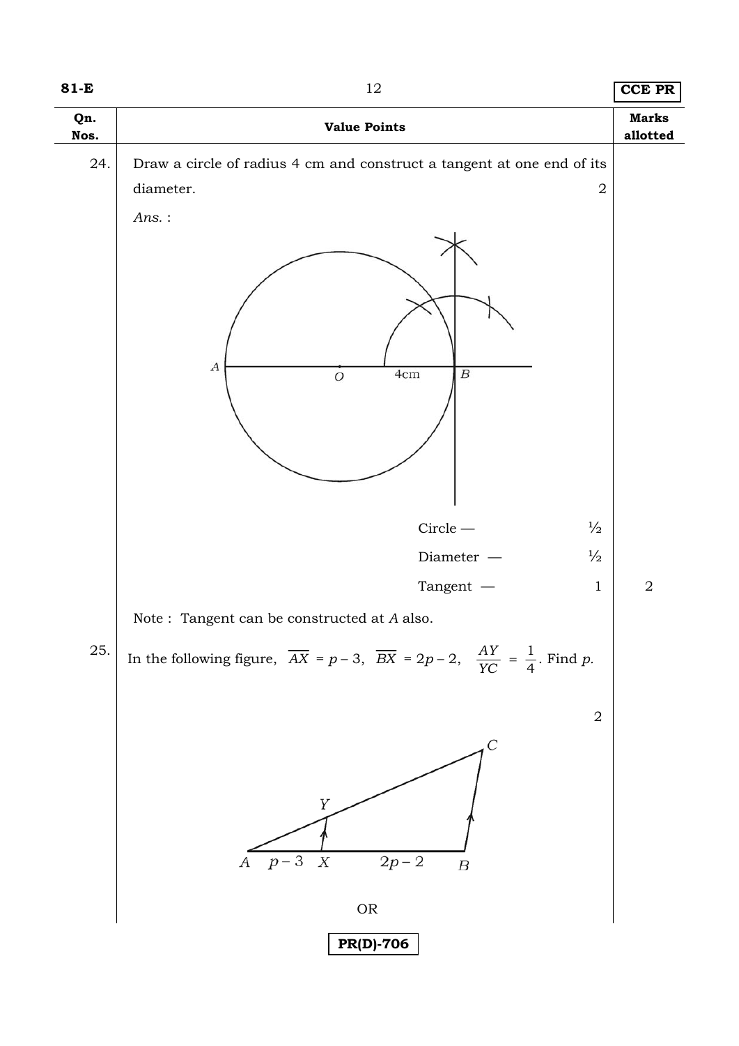| Qn. Nos. | Value Points | Marks allotted |
|---|---|---|
| 24. | Draw a circle of radius 4 cm and construct a tangent at one end of its diameter. 2 | |
| | *Ans.* : | |
| | Circle — ½ | |
| | Diameter — ½ | |
| | Tangent — 1 | 2 |
| | Note : Tangent can be constructed at *A* also. | |
| 25. | In the following figure, $\overline{AX} = p - 3$, $\overline{BX} = 2p - 2$, $\frac{AY}{YC} = \frac{1}{4}$. Find *p*. 2 | |
| | OR | |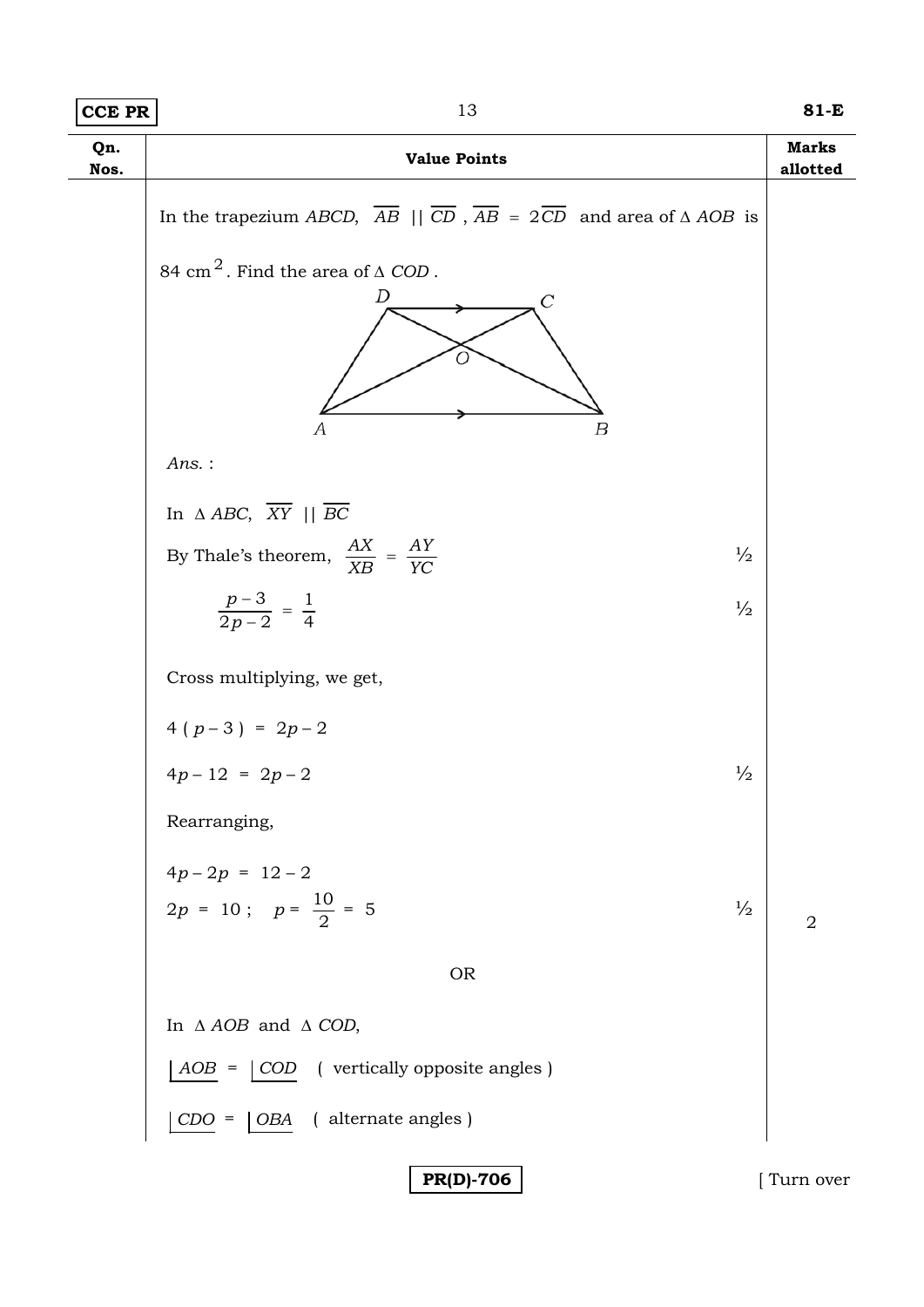| Qn. Nos. | Value Points | Marks allotted |
|---|---|---|
| | In the trapezium $ABCD$, $\overline{AB} \parallel \overline{CD}$, $\overline{AB} = 2\overline{CD}$ and area of $\Delta\, AOB$ is $84 \text{ cm}^2$. Find the area of $\Delta\, COD$. | |
| | *Ans.* : | |
| | In $\Delta\, ABC$, $\overline{XY} \parallel \overline{BC}$ | |
| | By Thale's theorem, $\frac{AX}{XB} = \frac{AY}{YC}$ ½ | |
| | $\frac{p-3}{2p-2} = \frac{1}{4}$ ½ | |
| | Cross multiplying, we get, | |
| | $4(p-3) = 2p-2$ | |
| | $4p - 12 = 2p - 2$ ½ | |
| | Rearranging, | |
| | $4p - 2p = 12 - 2$ | |
| | $2p = 10$ ; $p = \frac{10}{2} = 5$ ½ | 2 |
| | OR | |
| | In $\Delta\, AOB$ and $\Delta\, COD$, | |
| | $\angle AOB = \angle COD$ ( vertically opposite angles ) | |
| | $\angle CDO = \angle OBA$ ( alternate angles ) | |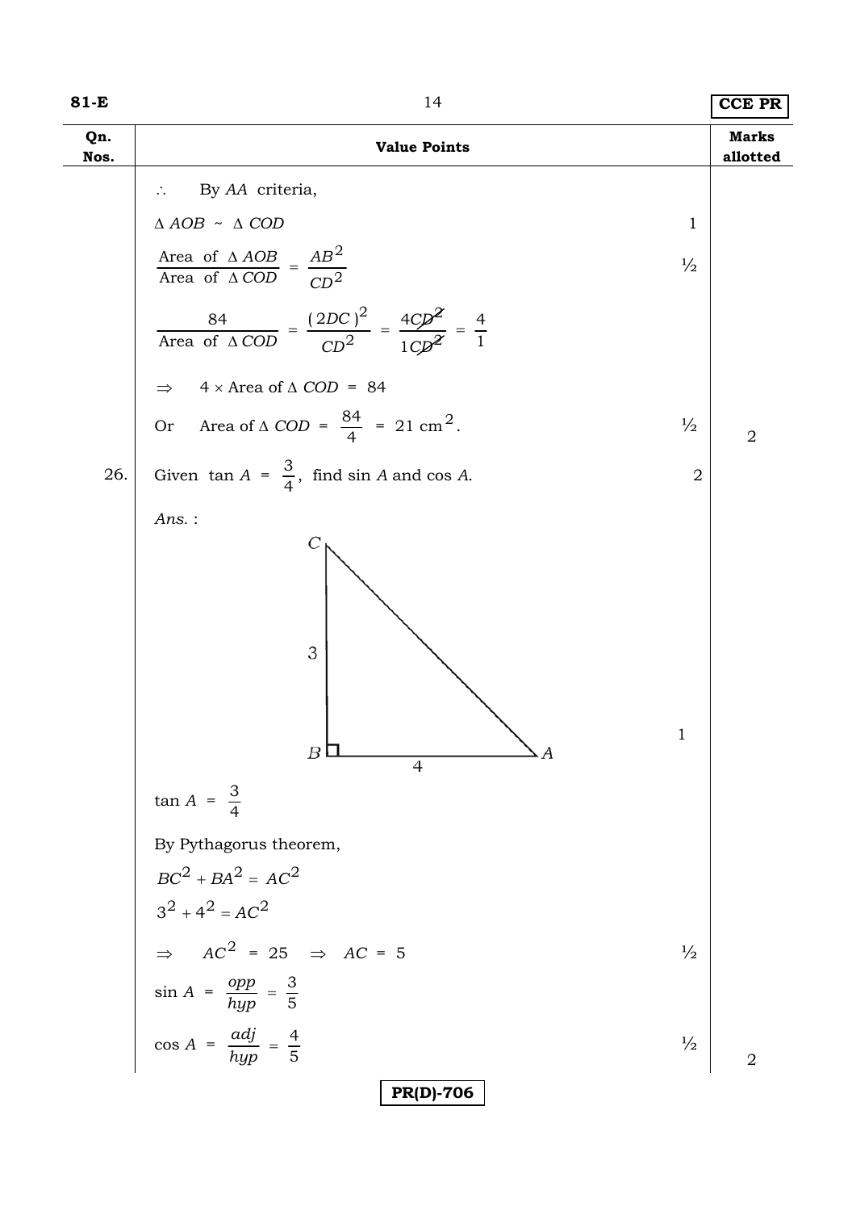| Qn. Nos. | Value Points | | Marks allotted |
|---|---|---|---|
| | $\therefore$ By *AA* criteria, | | |
| | $\Delta\, AOB \sim \Delta\, COD$ | 1 | |
| | $\dfrac{\text{Area of } \Delta\, AOB}{\text{Area of } \Delta\, COD} = \dfrac{AB^2}{CD^2}$ | ½ | |
| | $\dfrac{84}{\text{Area of } \Delta\, COD} = \dfrac{(2DC)^2}{CD^2} = \dfrac{4CD^2}{1CD^2} = \dfrac{4}{1}$ | | |
| | $\Rightarrow \quad 4 \times \text{Area of } \Delta\, COD = 84$ | | |
| | Or Area of $\Delta\, COD = \dfrac{84}{4} = 21 \text{ cm}^2$. | ½ | 2 |
| 26. | Given $\tan A = \dfrac{3}{4}$, find $\sin A$ and $\cos A$. | 2 | |
| | *Ans.* : | | |
| | (Figure: right triangle $ABC$ with right angle at $B$, $BC = 3$, $BA = 4$) | 1 | |
| | $\tan A = \dfrac{3}{4}$ | | |
| | By Pythagorus theorem, | | |
| | $BC^2 + BA^2 = AC^2$ | | |
| | $3^2 + 4^2 = AC^2$ | | |
| | $\Rightarrow \quad AC^2 = 25 \quad \Rightarrow \quad AC = 5$ | ½ | |
| | $\sin A = \dfrac{opp}{hyp} = \dfrac{3}{5}$ | | |
| | $\cos A = \dfrac{adj}{hyp} = \dfrac{4}{5}$ | ½ | 2 |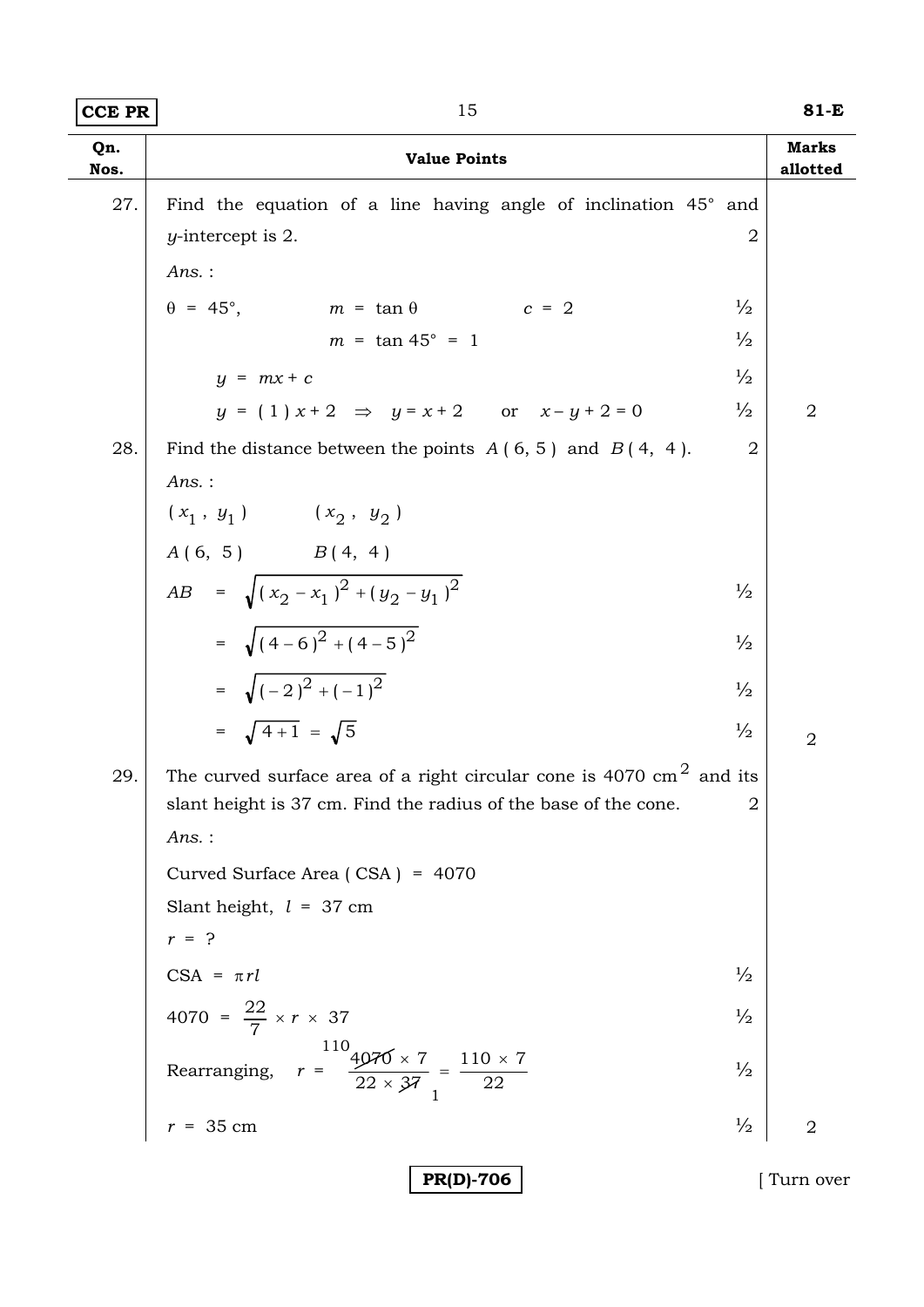| Qn. Nos. | Value Points | | Marks allotted |
|---|---|---|---|
| 27. | Find the equation of a line having angle of inclination 45° and $y$-intercept is 2. | 2 | |
| | *Ans.* : | | |
| | $\theta = 45°, \quad m = \tan\theta \quad c = 2$ | ½ | |
| | $m = \tan 45° = 1$ | ½ | |
| | $y = mx + c$ | ½ | |
| | $y = (1)x + 2 \Rightarrow y = x + 2 \quad$ or $\quad x - y + 2 = 0$ | ½ | 2 |
| 28. | Find the distance between the points $A(6, 5)$ and $B(4, 4)$. | 2 | |
| | *Ans.* : | | |
| | $(x_1, y_1) \qquad (x_2, y_2)$ | | |
| | $A(6, 5) \qquad B(4, 4)$ | | |
| | $AB = \sqrt{(x_2 - x_1)^2 + (y_2 - y_1)^2}$ | ½ | |
| | $= \sqrt{(4-6)^2 + (4-5)^2}$ | ½ | |
| | $= \sqrt{(-2)^2 + (-1)^2}$ | ½ | |
| | $= \sqrt{4+1} = \sqrt{5}$ | ½ | 2 |
| 29. | The curved surface area of a right circular cone is 4070 $cm^2$ and its slant height is 37 cm. Find the radius of the base of the cone. | 2 | |
| | *Ans.* : | | |
| | Curved Surface Area (CSA) = 4070 | | |
| | Slant height, $l$ = 37 cm | | |
| | $r$ = ? | | |
| | CSA = $\pi r l$ | ½ | |
| | $4070 = \frac{22}{7} \times r \times 37$ | ½ | |
| | Rearranging, $r = \frac{4070 \times 7}{22 \times 37} = \frac{110 \times 7}{22}$ | ½ | |
| | $r$ = 35 cm | ½ | 2 |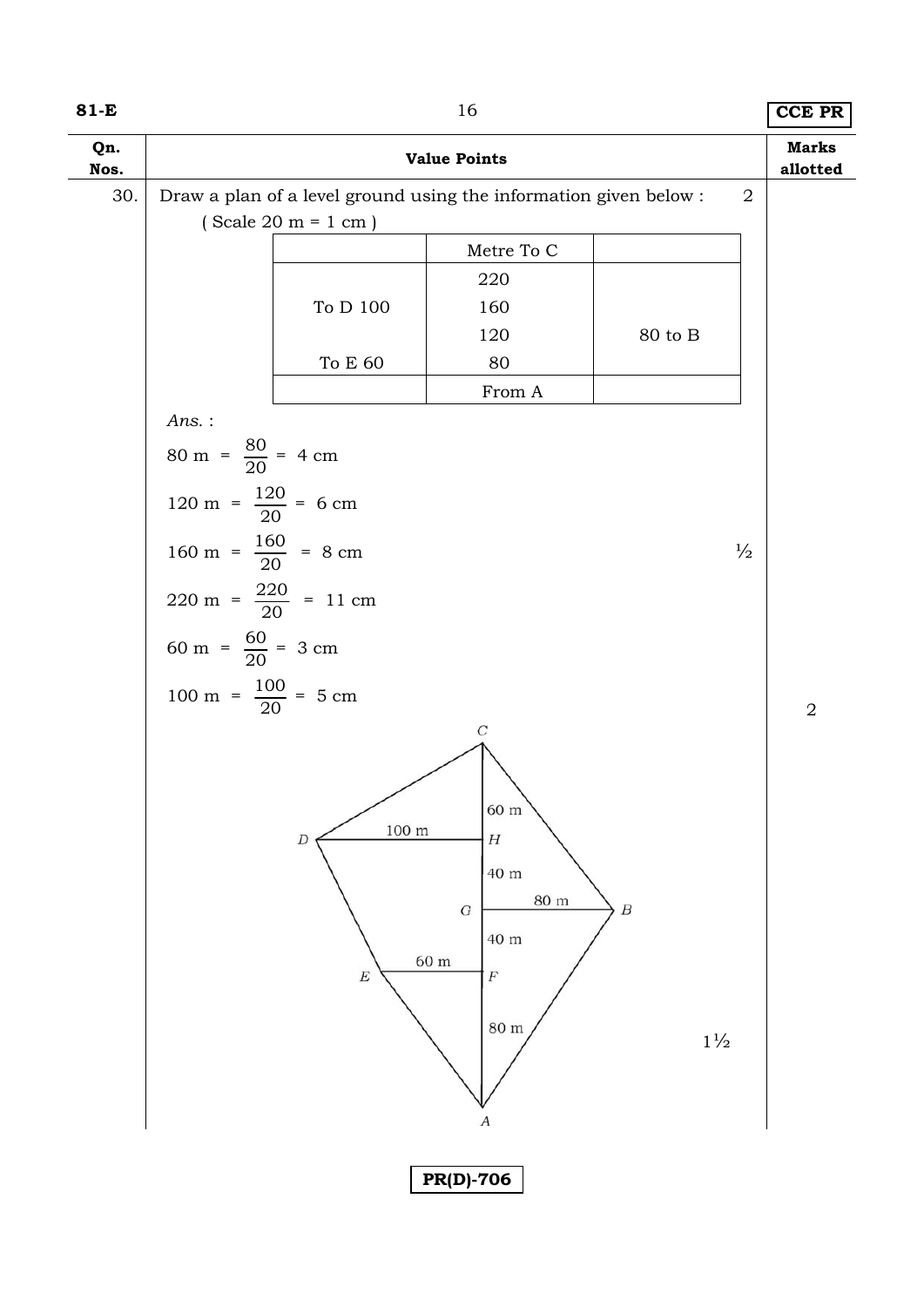| Qn. Nos. | Value Points | Marks allotted |
|---|---|---|
| 30. | Draw a plan of a level ground using the information given below : 2 | |

( Scale 20 m = 1 cm )

| | Metre To C | |
|---|---|---|
| | 220 | |
| To D 100 | 160 | |
| | 120 | 80 to B |
| To E 60 | 80 | |
| | From A | |

*Ans.* :

$80 \text{ m} = \frac{80}{20} = 4 \text{ cm}$

$120 \text{ m} = \frac{120}{20} = 6 \text{ cm}$

$160 \text{ m} = \frac{160}{20} = 8 \text{ cm}$ ½

$220 \text{ m} = \frac{220}{20} = 11 \text{ cm}$

$60 \text{ m} = \frac{60}{20} = 3 \text{ cm}$

$100 \text{ m} = \frac{100}{20} = 5 \text{ cm}$ 2

C

60 m

D 100 m H

40 m

G 80 m B

40 m

E 60 m F

80 m 1½

A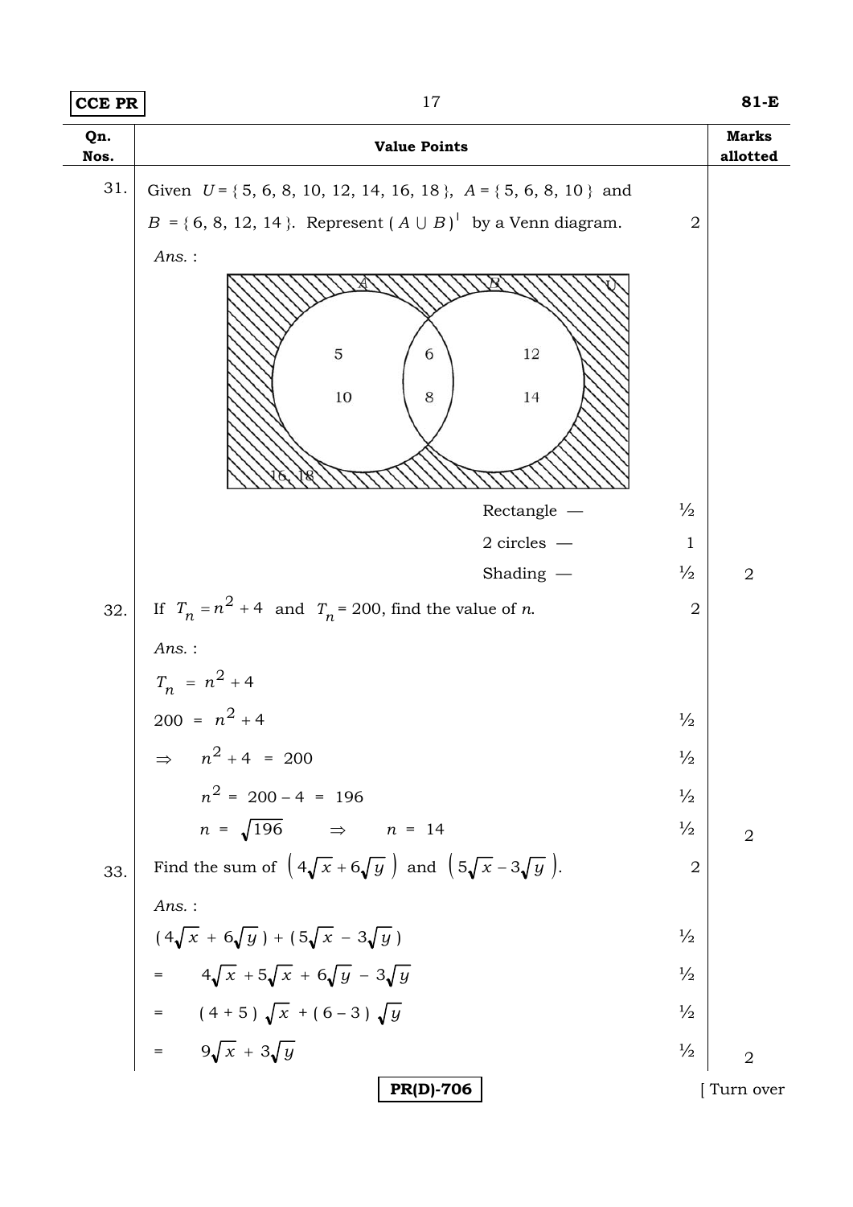| Qn. Nos. | Value Points | | Marks allotted |
|---|---|---|---|
| 31. | Given $U = \{5, 6, 8, 10, 12, 14, 16, 18\}$, $A = \{5, 6, 8, 10\}$ and $B = \{6, 8, 12, 14\}$. Represent $(A \cup B)^1$ by a Venn diagram. | 2 | |
| | *Ans.* : | | |
| | Rectangle — | ½ | |
| | 2 circles — | 1 | |
| | Shading — | ½ | 2 |
| 32. | If $T_n = n^2 + 4$ and $T_n = 200$, find the value of *n*. | 2 | |
| | *Ans.* : | | |
| | $T_n = n^2 + 4$ | | |
| | $200 = n^2 + 4$ | ½ | |
| | $\Rightarrow \quad n^2 + 4 = 200$ | ½ | |
| | $n^2 = 200 - 4 = 196$ | ½ | |
| | $n = \sqrt{196} \quad \Rightarrow \quad n = 14$ | ½ | 2 |
| 33. | Find the sum of $\left(4\sqrt{x} + 6\sqrt{y}\right)$ and $\left(5\sqrt{x} - 3\sqrt{y}\right)$. | 2 | |
| | *Ans.* : | | |
| | $(4\sqrt{x} + 6\sqrt{y}) + (5\sqrt{x} - 3\sqrt{y})$ | ½ | |
| | $= 4\sqrt{x} + 5\sqrt{x} + 6\sqrt{y} - 3\sqrt{y}$ | ½ | |
| | $= (4 + 5)\sqrt{x} + (6 - 3)\sqrt{y}$ | ½ | |
| | $= 9\sqrt{x} + 3\sqrt{y}$ | ½ | 2 |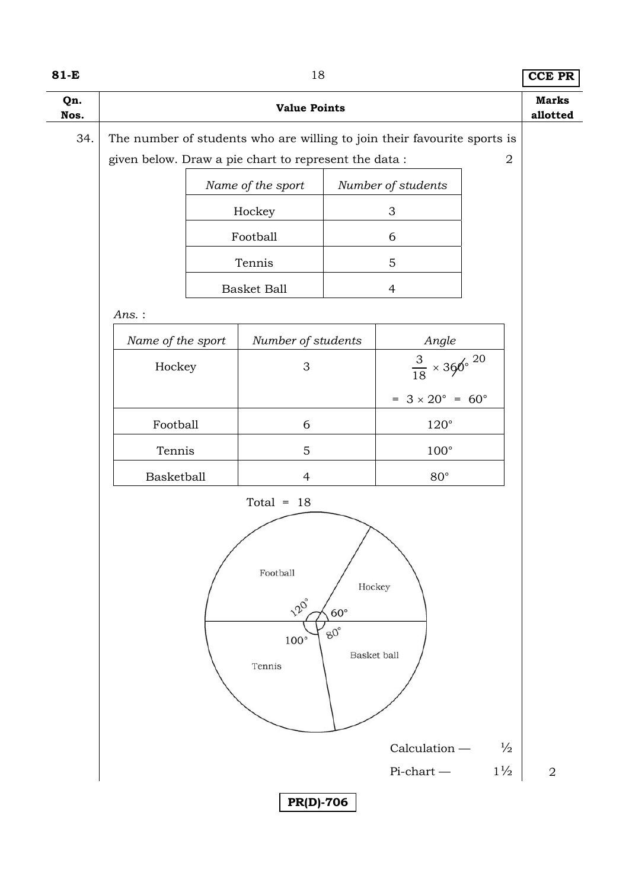| Qn. Nos. | Value Points | Marks allotted |
|---|---|---|

34. The number of students who are willing to join their favourite sports is given below. Draw a pie chart to represent the data : 2

| *Name of the sport* | *Number of students* |
|---|---|
| Hockey | 3 |
| Football | 6 |
| Tennis | 5 |
| Basket Ball | 4 |

*Ans.* :

| *Name of the sport* | *Number of students* | *Angle* |
|---|---|---|
| Hockey | 3 | $\frac{3}{18} \times 360^\circ$ (20) <br> $= 3 \times 20^\circ = 60^\circ$ |
| Football | 6 | $120^\circ$ |
| Tennis | 5 | $100^\circ$ |
| Basketball | 4 | $80^\circ$ |

Total = 18

Football $120^\circ$, Hockey $60^\circ$, Basket ball $80^\circ$, Tennis $100^\circ$

Calculation — ½

Pi-chart — 1½ &nbsp;&nbsp; 2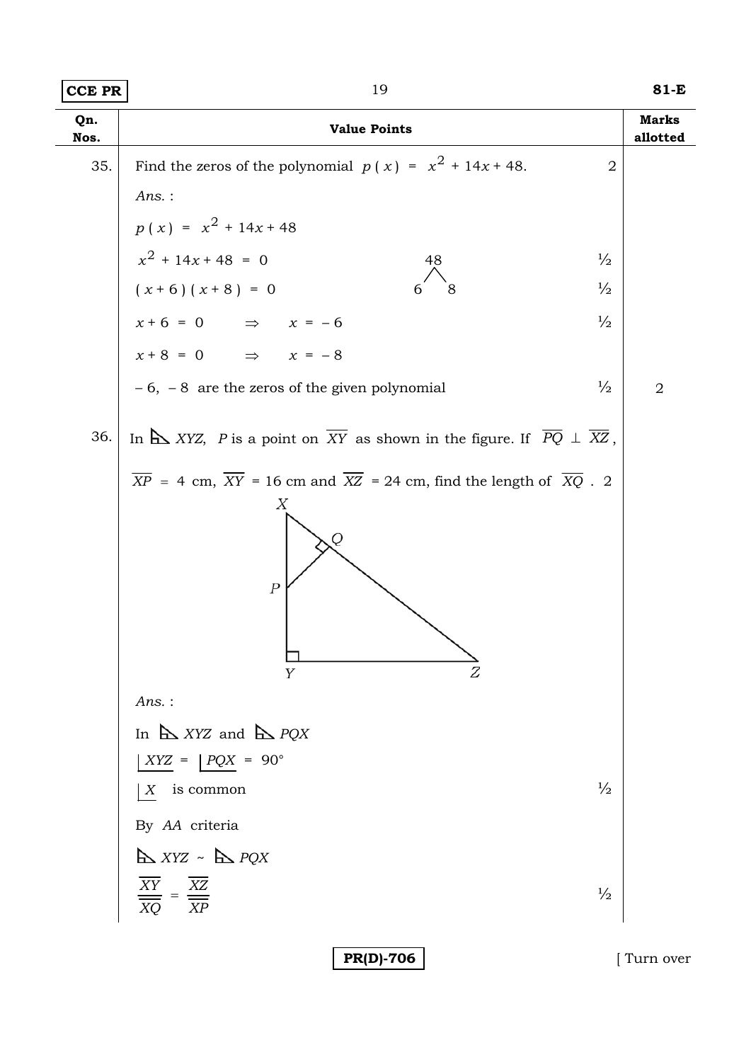| Qn. Nos. | Value Points | | Marks allotted |
|---|---|---|---|
| 35. | Find the zeros of the polynomial $p(x) = x^2 + 14x + 48$. | 2 | |
| | *Ans.* : | | |
| | $p(x) = x^2 + 14x + 48$ | | |
| | $x^2 + 14x + 48 = 0$ &nbsp;&nbsp;&nbsp;&nbsp; 48 → 6, 8 | ½ | |
| | $(x+6)(x+8) = 0$ | ½ | |
| | $x + 6 = 0 \Rightarrow x = -6$ | ½ | |
| | $x + 8 = 0 \Rightarrow x = -8$ | | |
| | $-6, -8$ are the zeros of the given polynomial | ½ | 2 |
| 36. | In $\triangle XYZ$, $P$ is a point on $\overline{XY}$ as shown in the figure. If $\overline{PQ} \perp \overline{XZ}$, $\overline{XP} = 4$ cm, $\overline{XY} = 16$ cm and $\overline{XZ} = 24$ cm, find the length of $\overline{XQ}$. | 2 | |
| | *Ans.* : | | |
| | In $\triangle XYZ$ and $\triangle PQX$ | | |
| | $\angle XYZ = \angle PQX = 90^\circ$ | | |
| | $\angle X$ is common | ½ | |
| | By *AA* criteria | | |
| | $\triangle XYZ \sim \triangle PQX$ | | |
| | $\dfrac{\overline{XY}}{\overline{XQ}} = \dfrac{\overline{XZ}}{\overline{XP}}$ | ½ | |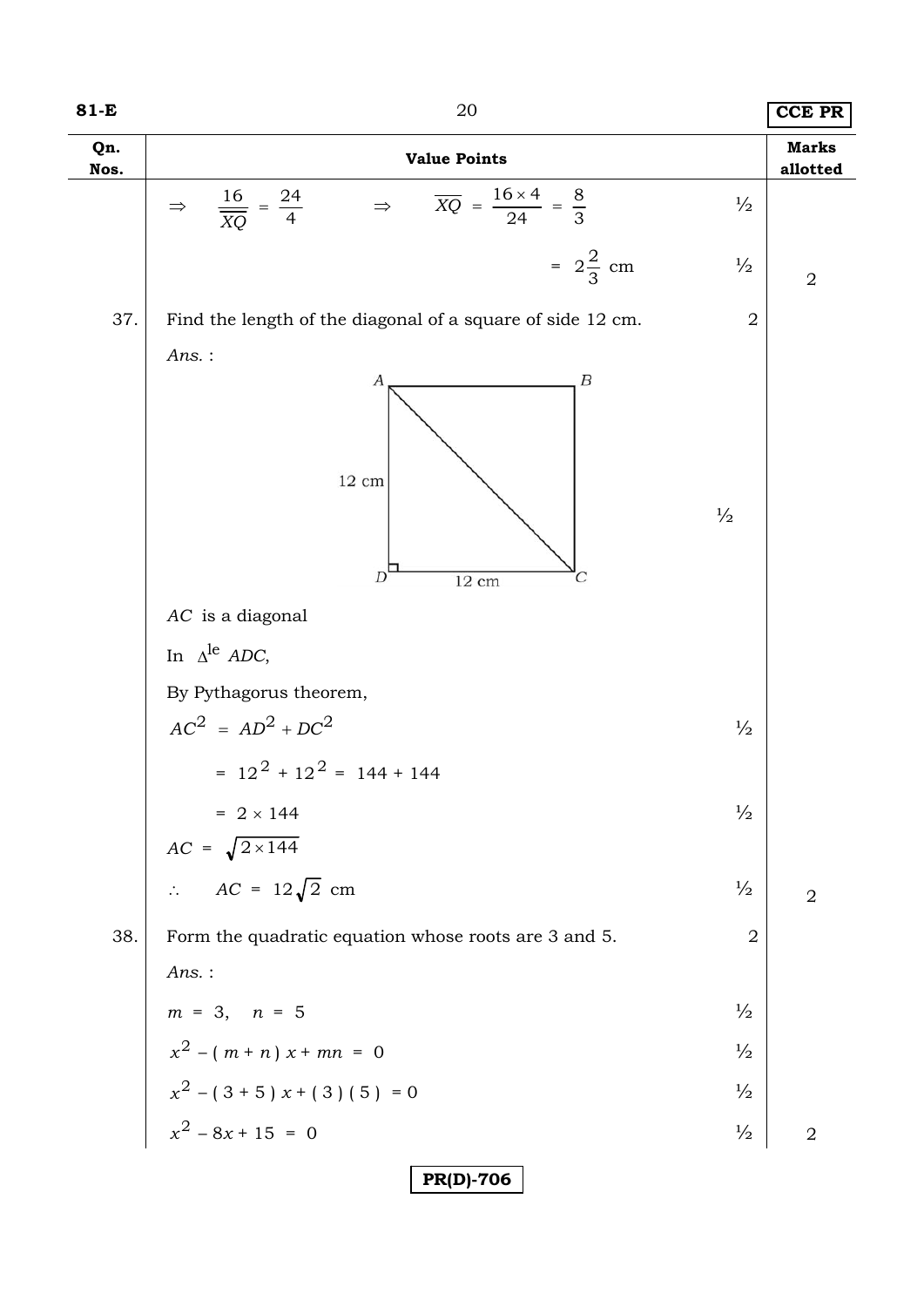| Qn. Nos. | Value Points | | Marks allotted |
|---|---|---|---|
| | $\Rightarrow \quad \dfrac{16}{\overline{XQ}} = \dfrac{24}{4} \quad \Rightarrow \quad \overline{XQ} = \dfrac{16 \times 4}{24} = \dfrac{8}{3}$ | ½ | |
| | $= 2\dfrac{2}{3}$ cm | ½ | 2 |
| 37. | Find the length of the diagonal of a square of side 12 cm. | 2 | |
| | *Ans.* : | | |
| | [Figure: Square ABCD with side 12 cm, diagonal AC] | ½ | |
| | $AC$ is a diagonal | | |
| | In $\Delta^{le}$ $ADC$, | | |
| | By Pythagorus theorem, | | |
| | $AC^2 = AD^2 + DC^2$ | ½ | |
| | $= 12^2 + 12^2 = 144 + 144$ | | |
| | $= 2 \times 144$ | ½ | |
| | $AC = \sqrt{2 \times 144}$ | | |
| | $\therefore \quad AC = 12\sqrt{2}$ cm | ½ | 2 |
| 38. | Form the quadratic equation whose roots are 3 and 5. | 2 | |
| | *Ans.* : | | |
| | $m = 3, \quad n = 5$ | ½ | |
| | $x^2 - (m + n)x + mn = 0$ | ½ | |
| | $x^2 - (3 + 5)x + (3)(5) = 0$ | ½ | |
| | $x^2 - 8x + 15 = 0$ | ½ | 2 |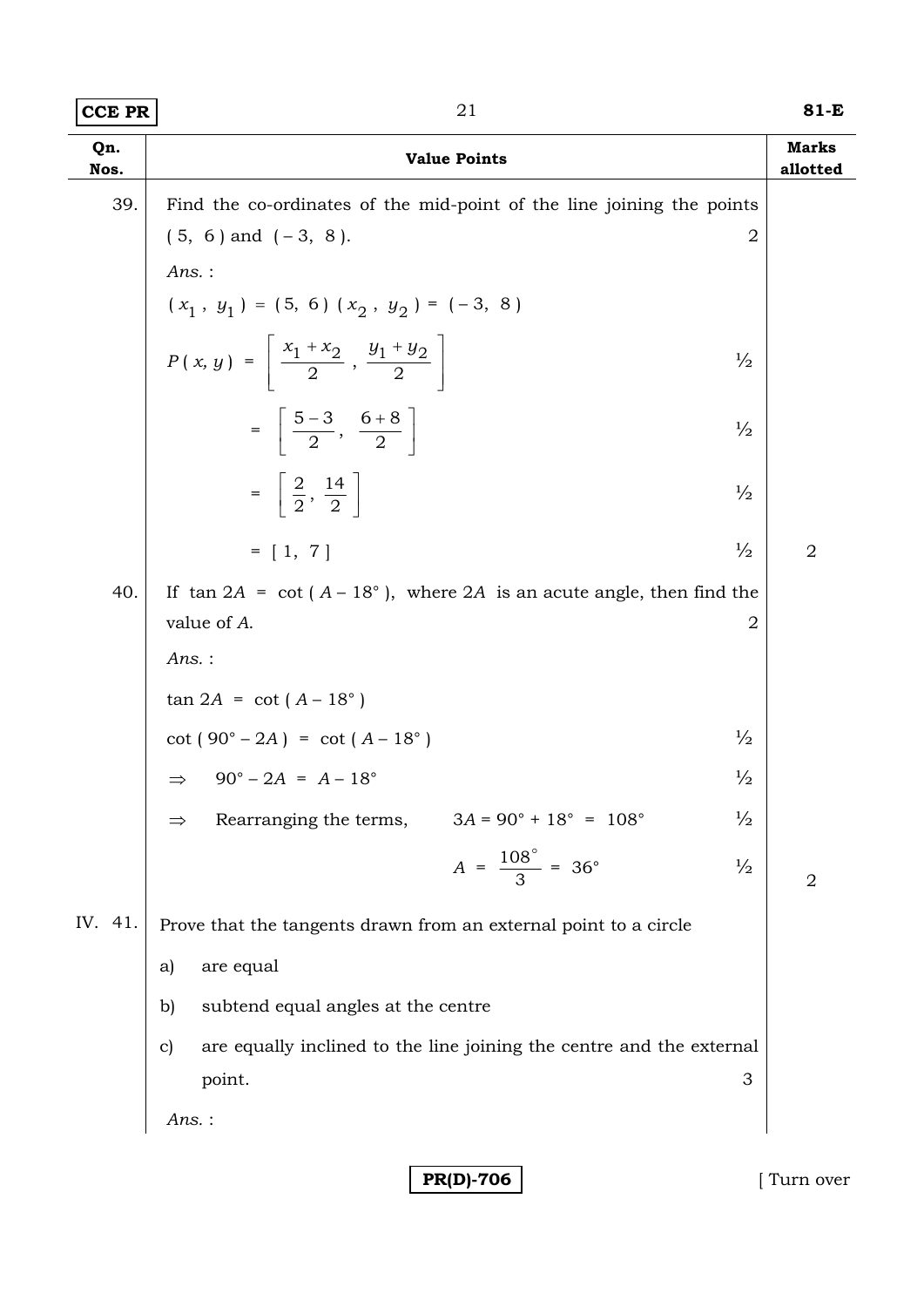| Qn. Nos. | Value Points | Marks allotted |
|---|---|---|
| 39. | Find the co-ordinates of the mid-point of the line joining the points ( 5, 6 ) and ( – 3, 8 ). 2 | |
| | *Ans.* : | |
| | $( x_1 , y_1 ) = ( 5, 6 )$ $( x_2 , y_2 ) = ( -3, 8 )$ | |
| | $P ( x, y ) = \left[ \dfrac{x_1 + x_2}{2} , \dfrac{y_1 + y_2}{2} \right]$ ½ | |
| | $= \left[ \dfrac{5-3}{2}, \dfrac{6+8}{2} \right]$ ½ | |
| | $= \left[ \dfrac{2}{2}, \dfrac{14}{2} \right]$ ½ | |
| | $= [ 1, 7 ]$ ½ | 2 |
| 40. | If $\tan 2A = \cot ( A - 18° )$, where $2A$ is an acute angle, then find the value of $A$. 2 | |
| | *Ans.* : | |
| | $\tan 2A = \cot ( A - 18° )$ | |
| | $\cot ( 90° - 2A ) = \cot ( A - 18° )$ ½ | |
| | $\Rightarrow \quad 90° - 2A = A - 18°$ ½ | |
| | $\Rightarrow$ Rearranging the terms, $3A = 90° + 18° = 108°$ ½ | |
| | $A = \dfrac{108°}{3} = 36°$ ½ | 2 |
| IV. 41. | Prove that the tangents drawn from an external point to a circle | |
| | a) are equal | |
| | b) subtend equal angles at the centre | |
| | c) are equally inclined to the line joining the centre and the external point. 3 | |
| | *Ans.* : | |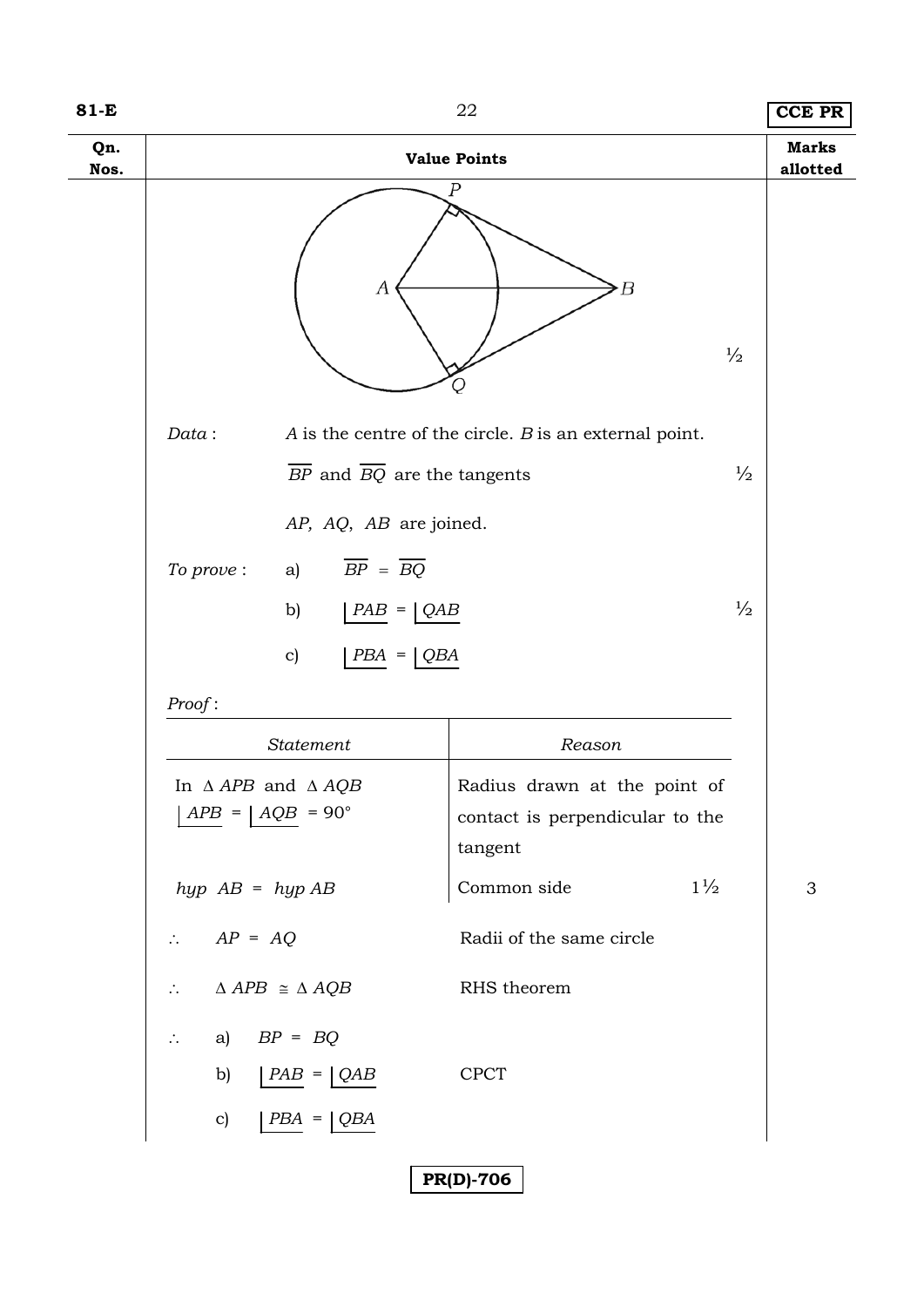| Qn. Nos. | Value Points | Marks allotted |
|---|---|---|

½

*Data* : $A$ is the centre of the circle. $B$ is an external point.

$\overline{BP}$ and $\overline{BQ}$ are the tangents ½

$AP$, $AQ$, $AB$ are joined.

*To prove* : a) $\overline{BP} = \overline{BQ}$

b) $\lfloor PAB = \lfloor QAB$ ½

c) $\lfloor PBA = \lfloor QBA$

*Proof* :

| *Statement* | *Reason* |
|---|---|
| In $\Delta APB$ and $\Delta AQB$ $\lfloor APB = \lfloor AQB = 90°$ | Radius drawn at the point of contact is perpendicular to the tangent |
| $hyp\ AB = hyp\ AB$ | Common side 1½ |
| $\therefore\ AP = AQ$ | Radii of the same circle |
| $\therefore\ \Delta APB \cong \Delta AQB$ | RHS theorem |
| $\therefore$ a) $BP = BQ$ b) $\lfloor PAB = \lfloor QAB$ c) $\lfloor PBA = \lfloor QBA$ | CPCT |

3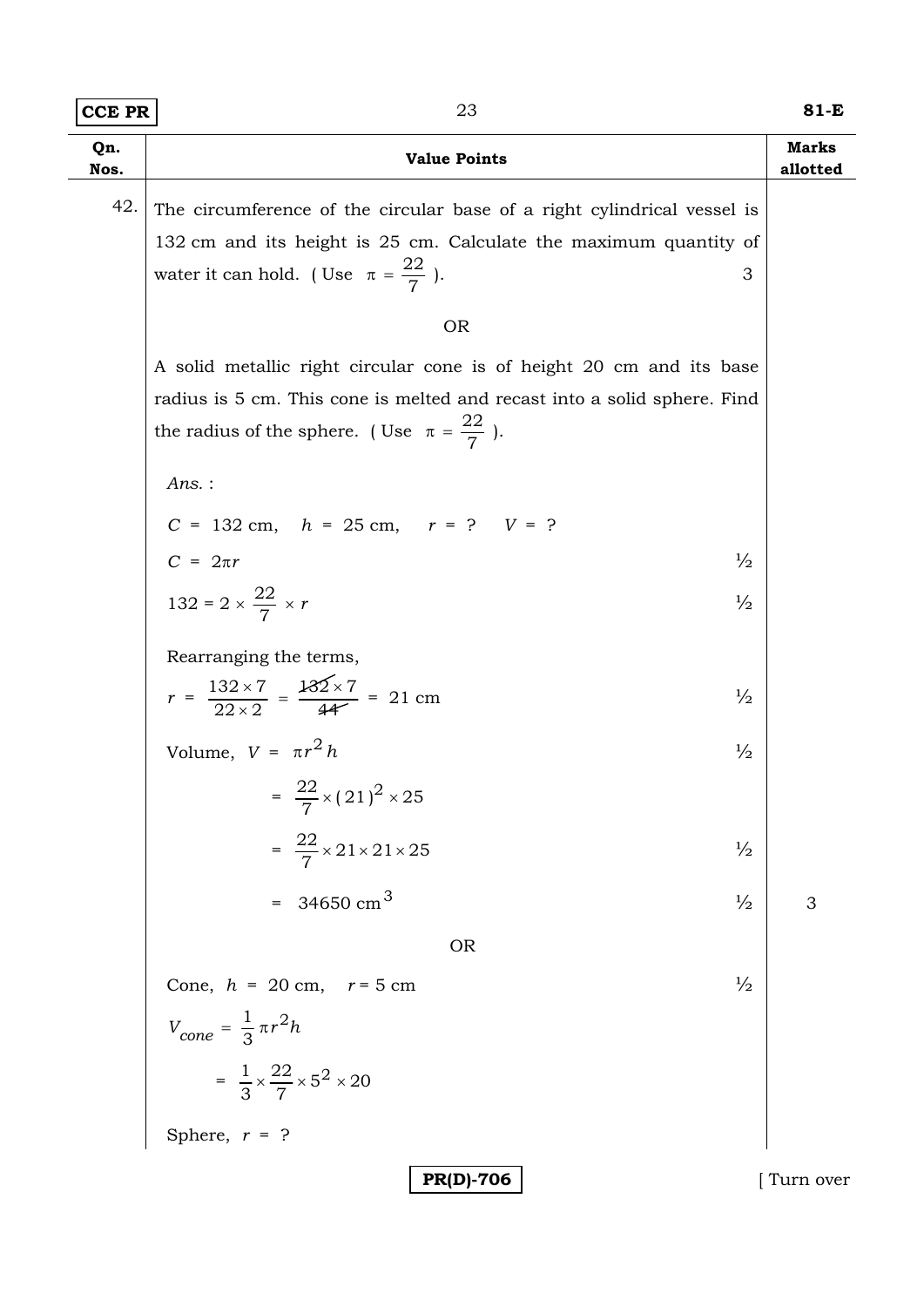| Qn. Nos. | Value Points | Marks allotted |
|---|---|---|
| 42. | The circumference of the circular base of a right cylindrical vessel is 132 cm and its height is 25 cm. Calculate the maximum quantity of water it can hold. ( Use $\pi = \frac{22}{7}$ ). 3 | |
| | OR | |
| | A solid metallic right circular cone is of height 20 cm and its base radius is 5 cm. This cone is melted and recast into a solid sphere. Find the radius of the sphere. ( Use $\pi = \frac{22}{7}$ ). | |
| | *Ans.* : | |
| | $C = 132$ cm, $h = 25$ cm, $r = ?$ $V = ?$ | |
| | $C = 2\pi r$ ½ | |
| | $132 = 2 \times \frac{22}{7} \times r$ ½ | |
| | Rearranging the terms, | |
| | $r = \frac{132 \times 7}{22 \times 2} = \frac{132 \times 7}{44} = 21$ cm ½ | |
| | Volume, $V = \pi r^2 h$ ½ | |
| | $= \frac{22}{7} \times (21)^2 \times 25$ | |
| | $= \frac{22}{7} \times 21 \times 21 \times 25$ ½ | |
| | $= 34650 \text{ cm}^3$ ½ | 3 |
| | OR | |
| | Cone, $h = 20$ cm, $r = 5$ cm ½ | |
| | $V_{cone} = \frac{1}{3} \pi r^2 h$ | |
| | $= \frac{1}{3} \times \frac{22}{7} \times 5^2 \times 20$ | |
| | Sphere, $r = ?$ | |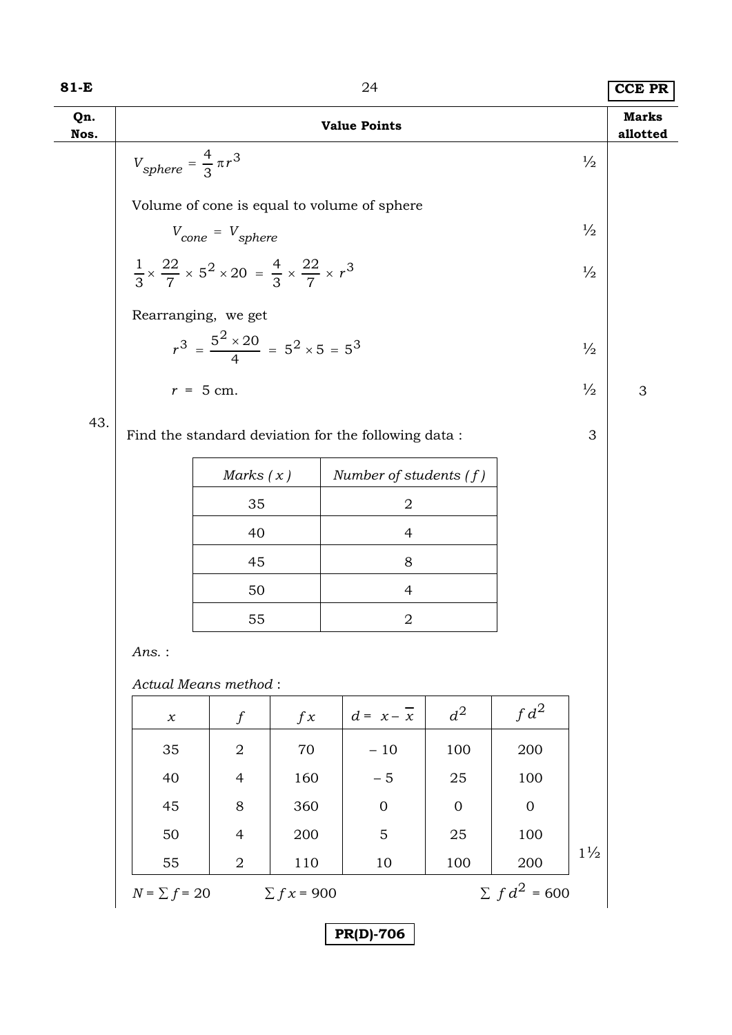| Qn. Nos. | Value Points | | Marks allotted |
|---|---|---|---|
| | $V_{sphere} = \frac{4}{3}\pi r^3$ | ½ | |
| | Volume of cone is equal to volume of sphere | | |
| | $V_{cone} = V_{sphere}$ | ½ | |
| | $\frac{1}{3} \times \frac{22}{7} \times 5^2 \times 20 = \frac{4}{3} \times \frac{22}{7} \times r^3$ | ½ | |
| | Rearranging, we get | | |
| | $r^3 = \frac{5^2 \times 20}{4} = 5^2 \times 5 = 5^3$ | ½ | |
| | $r = 5$ cm. | ½ | 3 |

43. Find the standard deviation for the following data : 3

| *Marks ( x )* | *Number of students ( f )* |
|---|---|
| 35 | 2 |
| 40 | 4 |
| 45 | 8 |
| 50 | 4 |
| 55 | 2 |

*Ans.* :

*Actual Means method* :

| $x$ | $f$ | $fx$ | $d = x - \bar{x}$ | $d^2$ | $fd^2$ |
|---|---|---|---|---|---|
| 35 | 2 | 70 | – 10 | 100 | 200 |
| 40 | 4 | 160 | – 5 | 25 | 100 |
| 45 | 8 | 360 | 0 | 0 | 0 |
| 50 | 4 | 200 | 5 | 25 | 100 |
| 55 | 2 | 110 | 10 | 100 | 200 |

$N = \sum f = 20$ $\quad \sum fx = 900$ $\quad \sum fd^2 = 600$ 1½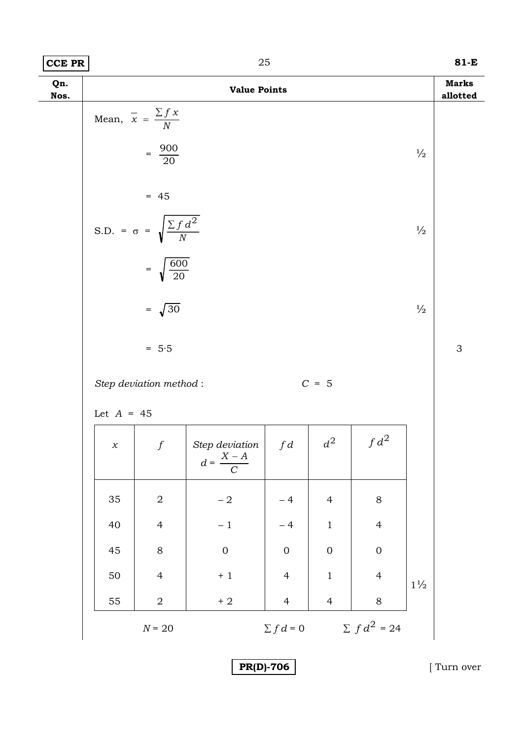| Qn. Nos. | Value Points | Marks allotted |
|---|---|---|

Mean, $\overline{x} = \dfrac{\sum f x}{N}$

$= \dfrac{900}{20}$ ½

$= 45$

S.D. $= \sigma = \sqrt{\dfrac{\sum f d^2}{N}}$ ½

$= \sqrt{\dfrac{600}{20}}$

$= \sqrt{30}$ ½

$= 5 \cdot 5$ 3

*Step deviation method* : $C = 5$

Let $A = 45$

| $x$ | $f$ | *Step deviation* $d = \dfrac{X - A}{C}$ | $f d$ | $d^2$ | $f d^2$ |
|---|---|---|---|---|---|
| 35 | 2 | $-2$ | $-4$ | 4 | 8 |
| 40 | 4 | $-1$ | $-4$ | 1 | 4 |
| 45 | 8 | 0 | 0 | 0 | 0 |
| 50 | 4 | $+1$ | 4 | 1 | 4 |
| 55 | 2 | $+2$ | 4 | 4 | 8 |

1½

$N = 20$ $\quad \sum f d = 0$ $\quad \sum f d^2 = 24$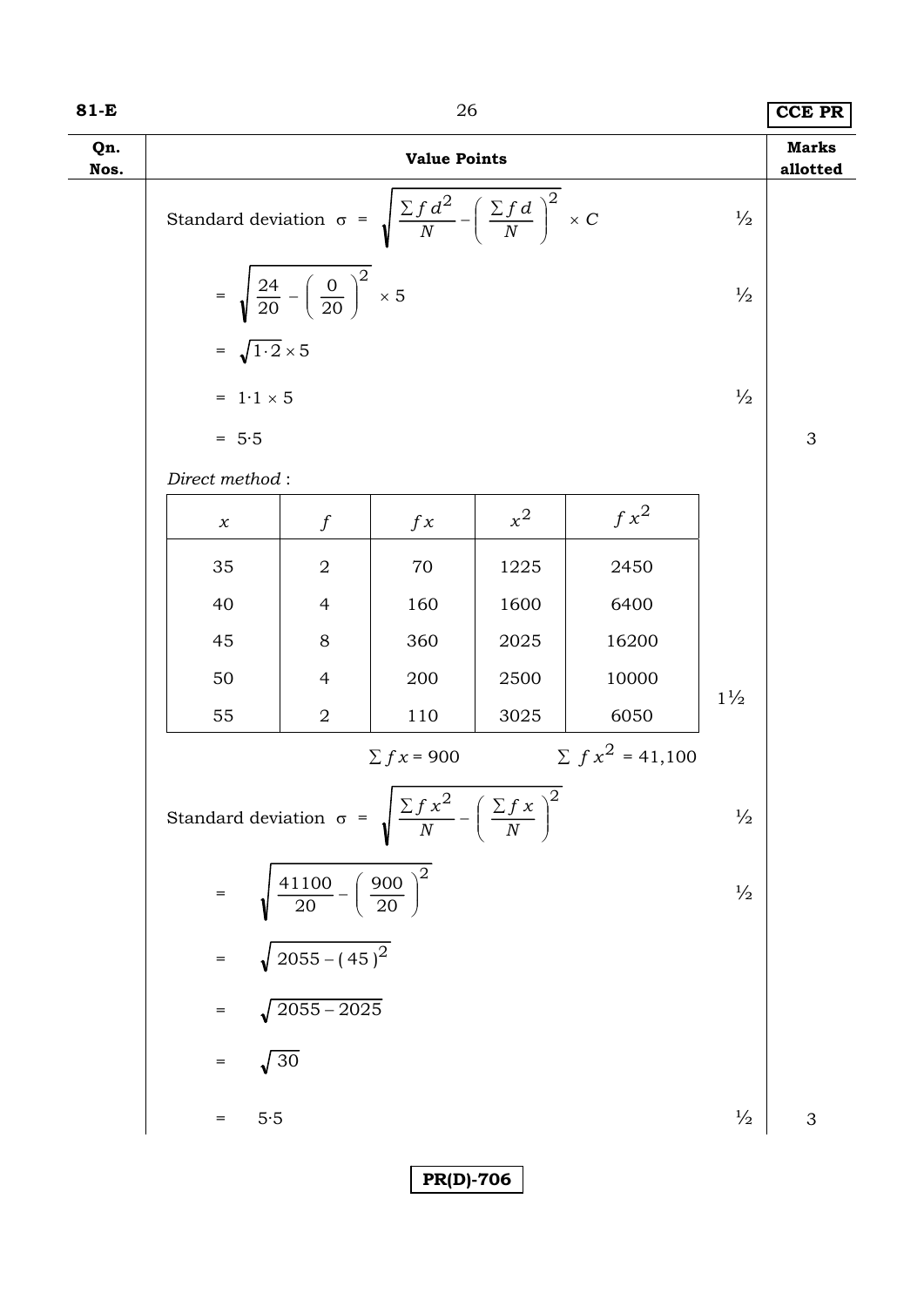| Qn. Nos. | Value Points | | Marks allotted |
|---|---|---|---|
| | Standard deviation $\sigma = \sqrt{\frac{\sum f d^2}{N} - \left(\frac{\sum f d}{N}\right)^2} \times C$ | ½ | |
| | $= \sqrt{\frac{24}{20} - \left(\frac{0}{20}\right)^2} \times 5$ | ½ | |
| | $= \sqrt{1\cdot2} \times 5$ | | |
| | $= 1\cdot1 \times 5$ | ½ | |
| | $= 5\cdot5$ | | 3 |

*Direct method* :

| $x$ | $f$ | $fx$ | $x^2$ | $fx^2$ |
|---|---|---|---|---|
| 35 | 2 | 70 | 1225 | 2450 |
| 40 | 4 | 160 | 1600 | 6400 |
| 45 | 8 | 360 | 2025 | 16200 |
| 50 | 4 | 200 | 2500 | 10000 |
| 55 | 2 | 110 | 3025 | 6050 |
| | | $\sum fx = 900$ | | $\sum fx^2 = 41{,}100$ |

1½

Standard deviation $\sigma = \sqrt{\frac{\sum f x^2}{N} - \left(\frac{\sum f x}{N}\right)^2}$ ½

$= \sqrt{\frac{41100}{20} - \left(\frac{900}{20}\right)^2}$ ½

$= \sqrt{2055 - (45)^2}$

$= \sqrt{2055 - 2025}$

$= \sqrt{30}$

$= 5\cdot5$ ½ 3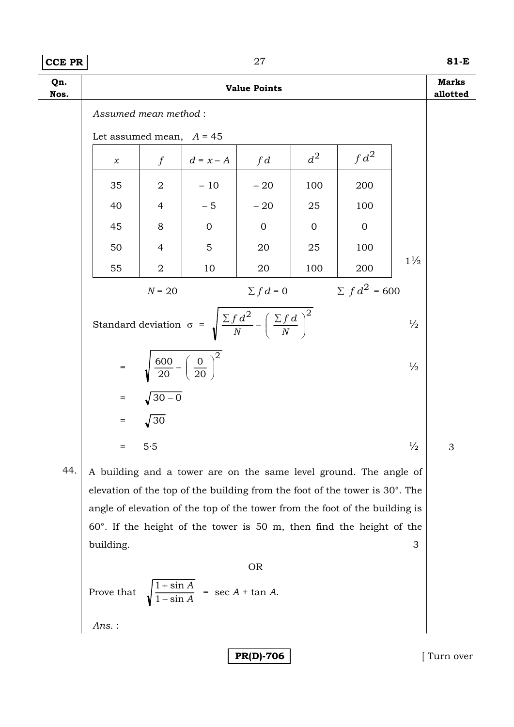| Qn. Nos. | Value Points | Marks allotted |
|---|---|---|

*Assumed mean method* :

Let assumed mean, $A = 45$

| $x$ | $f$ | $d = x - A$ | $fd$ | $d^2$ | $fd^2$ |
|---|---|---|---|---|---|
| 35 | 2 | – 10 | – 20 | 100 | 200 |
| 40 | 4 | – 5 | – 20 | 25 | 100 |
| 45 | 8 | 0 | 0 | 0 | 0 |
| 50 | 4 | 5 | 20 | 25 | 100 |
| 55 | 2 | 10 | 20 | 100 | 200 |

$N = 20$ $\quad\quad \sum fd = 0 \quad\quad \sum fd^2 = 600$ $\quad\quad 1\frac{1}{2}$

Standard deviation $\sigma = \sqrt{\frac{\sum fd^2}{N} - \left(\frac{\sum fd}{N}\right)^2}$ $\quad\quad \frac{1}{2}$

$= \sqrt{\frac{600}{20} - \left(\frac{0}{20}\right)^2}$ $\quad\quad \frac{1}{2}$

$= \sqrt{30 - 0}$

$= \sqrt{30}$

$= 5{\cdot}5$ $\quad\quad \frac{1}{2}$ $\quad\quad$ **3**

44. A building and a tower are on the same level ground. The angle of elevation of the top of the building from the foot of the tower is 30°. The angle of elevation of the top of the tower from the foot of the building is 60°. If the height of the tower is 50 m, then find the height of the building. $\quad$ 3

OR

Prove that $\sqrt{\frac{1 + \sin A}{1 - \sin A}} = \sec A + \tan A.$

*Ans.* :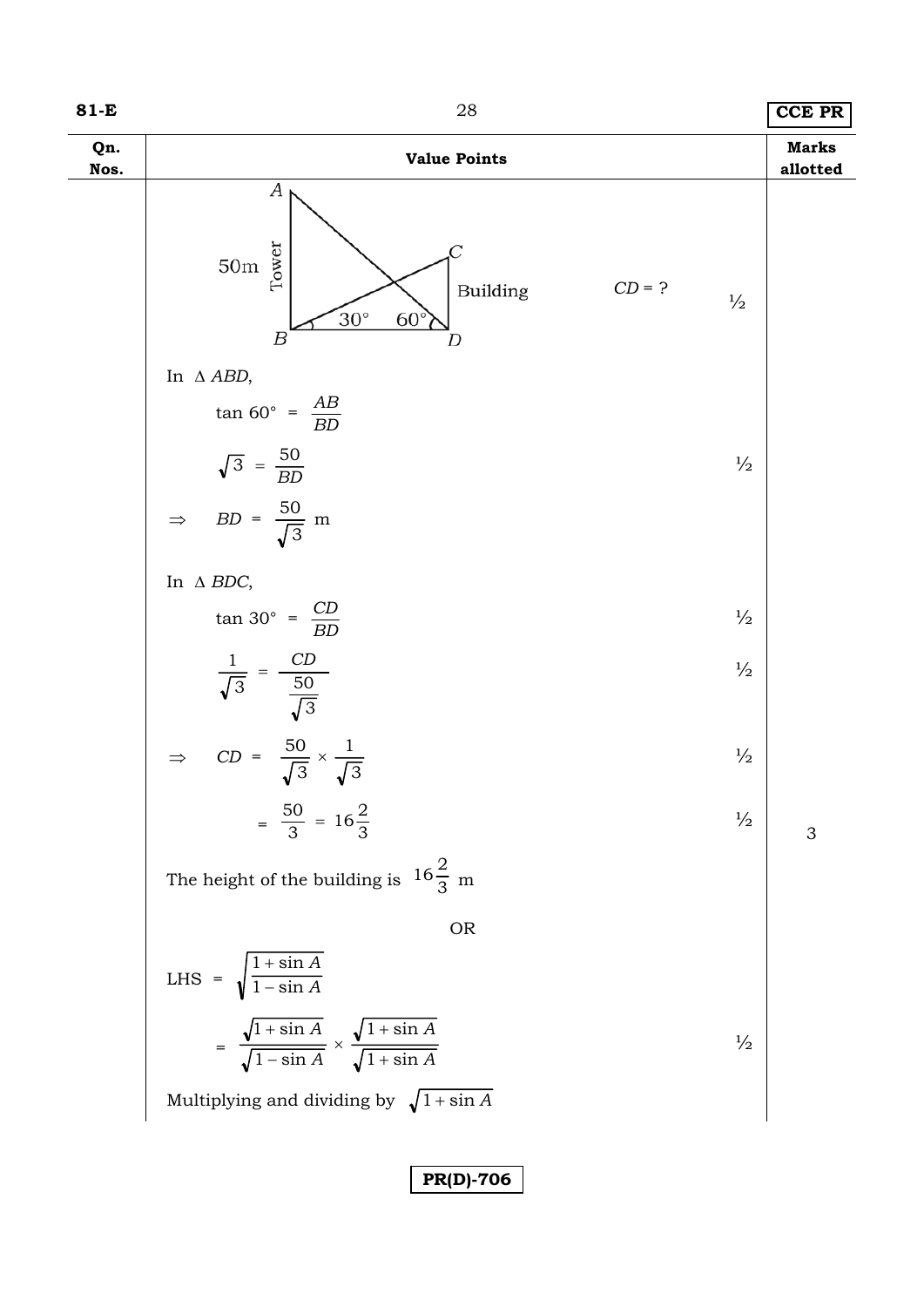| Qn. Nos. | Value Points | Marks allotted |
|---|---|---|
| | (Figure: Tower AB = 50m, Building CD, angles 30° at B and 60° at D) $CD = ?$ ½ | |
| | In $\Delta$ *ABD*, | |
| | $\tan 60° = \dfrac{AB}{BD}$ | |
| | $\sqrt{3} = \dfrac{50}{BD}$ ½ | |
| | $\Rightarrow \quad BD = \dfrac{50}{\sqrt{3}}$ m | |
| | In $\Delta$ *BDC*, | |
| | $\tan 30° = \dfrac{CD}{BD}$ ½ | |
| | $\dfrac{1}{\sqrt{3}} = \dfrac{CD}{\dfrac{50}{\sqrt{3}}}$ ½ | |
| | $\Rightarrow \quad CD = \dfrac{50}{\sqrt{3}} \times \dfrac{1}{\sqrt{3}}$ ½ | |
| | $= \dfrac{50}{3} = 16\dfrac{2}{3}$ ½ | 3 |
| | The height of the building is $16\dfrac{2}{3}$ m | |
| | OR | |
| | LHS $= \sqrt{\dfrac{1+\sin A}{1-\sin A}}$ | |
| | $= \dfrac{\sqrt{1+\sin A}}{\sqrt{1-\sin A}} \times \dfrac{\sqrt{1+\sin A}}{\sqrt{1+\sin A}}$ ½ | |
| | Multiplying and dividing by $\sqrt{1+\sin A}$ | |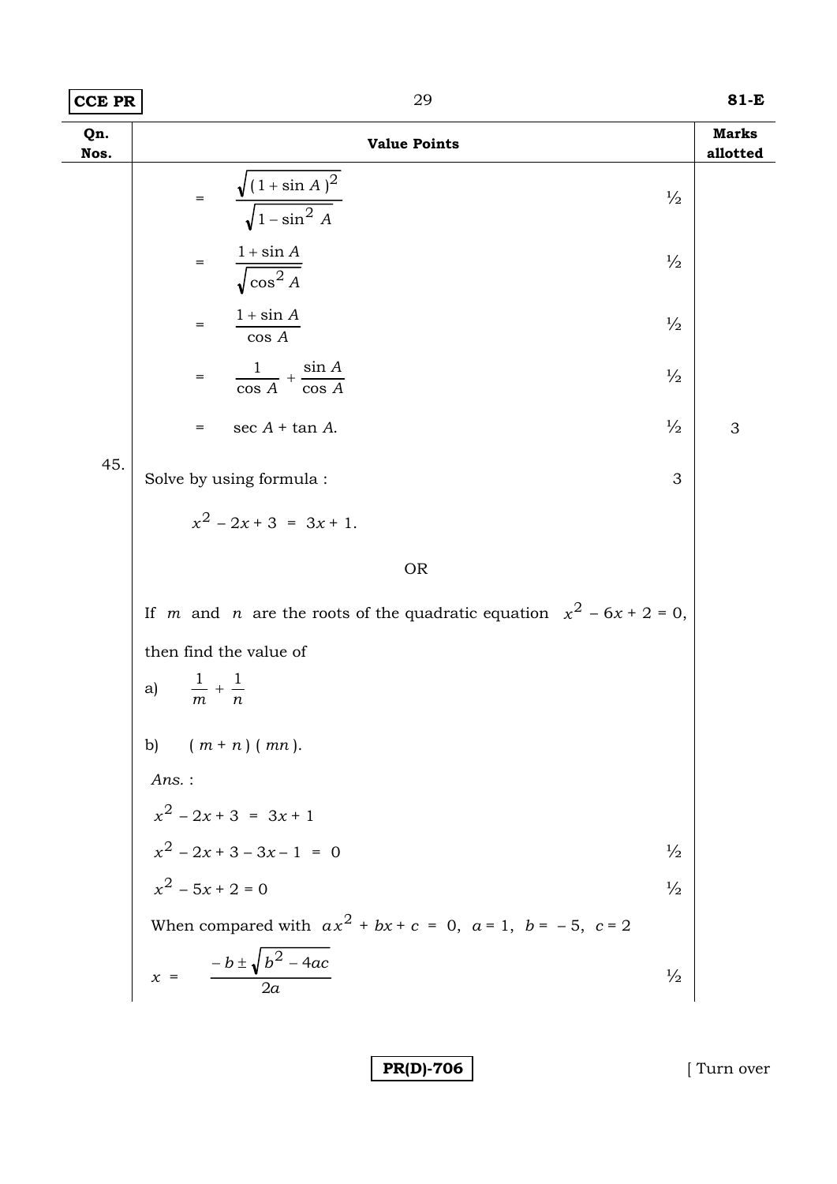| Qn. Nos. | Value Points | | Marks allotted |
|---|---|---|---|
| | $= \dfrac{\sqrt{(1+\sin A)^2}}{\sqrt{1-\sin^2 A}}$ | ½ | |
| | $= \dfrac{1+\sin A}{\sqrt{\cos^2 A}}$ | ½ | |
| | $= \dfrac{1+\sin A}{\cos A}$ | ½ | |
| | $= \dfrac{1}{\cos A} + \dfrac{\sin A}{\cos A}$ | ½ | |
| | $= \sec A + \tan A.$ | ½ | 3 |
| 45. | Solve by using formula : | 3 | |
| | $x^2 - 2x + 3 = 3x + 1.$ | | |
| | OR | | |
| | If $m$ and $n$ are the roots of the quadratic equation $x^2 - 6x + 2 = 0$, then find the value of | | |
| | a) $\dfrac{1}{m} + \dfrac{1}{n}$ | | |
| | b) $(m+n)(mn)$. | | |
| | *Ans.* : | | |
| | $x^2 - 2x + 3 = 3x + 1$ | | |
| | $x^2 - 2x + 3 - 3x - 1 = 0$ | ½ | |
| | $x^2 - 5x + 2 = 0$ | ½ | |
| | When compared with $ax^2 + bx + c = 0$, $a = 1$, $b = -5$, $c = 2$ | | |
| | $x = \dfrac{-b \pm \sqrt{b^2 - 4ac}}{2a}$ | ½ | |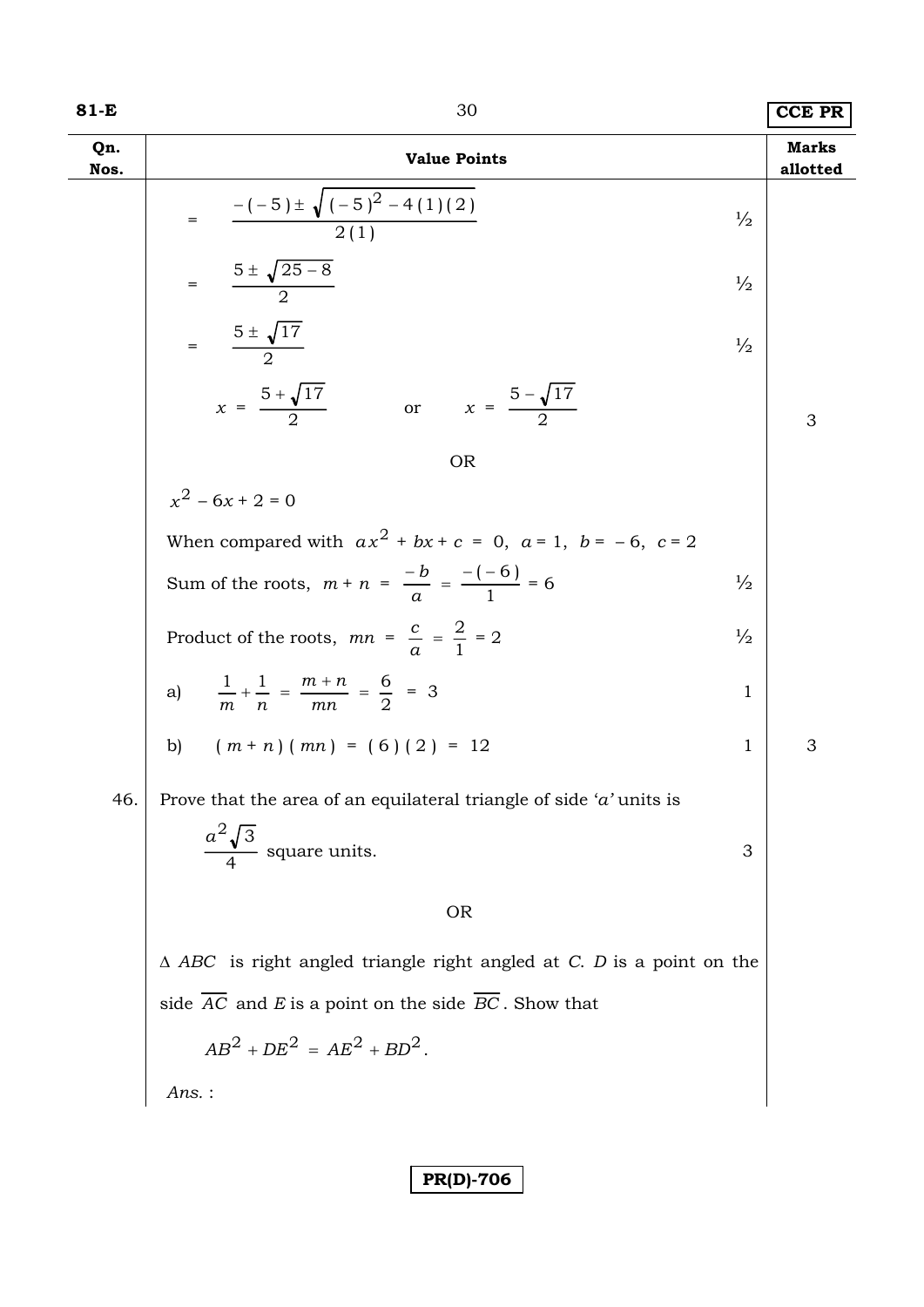| Qn. Nos. | Value Points | | Marks allotted |
|---|---|---|---|
| | $= \dfrac{-(-5) \pm \sqrt{(-5)^2 - 4(1)(2)}}{2(1)}$ | ½ | |
| | $= \dfrac{5 \pm \sqrt{25-8}}{2}$ | ½ | |
| | $= \dfrac{5 \pm \sqrt{17}}{2}$ | ½ | |
| | $x = \dfrac{5+\sqrt{17}}{2}$ or $x = \dfrac{5-\sqrt{17}}{2}$ | | 3 |
| | OR | | |
| | $x^2 - 6x + 2 = 0$ | | |
| | When compared with $ax^2 + bx + c = 0$, $a = 1$, $b = -6$, $c = 2$ | | |
| | Sum of the roots, $m + n = \dfrac{-b}{a} = \dfrac{-(-6)}{1} = 6$ | ½ | |
| | Product of the roots, $mn = \dfrac{c}{a} = \dfrac{2}{1} = 2$ | ½ | |
| | a) $\dfrac{1}{m} + \dfrac{1}{n} = \dfrac{m+n}{mn} = \dfrac{6}{2} = 3$ | 1 | |
| | b) $(m+n)(mn) = (6)(2) = 12$ | 1 | 3 |
| 46. | Prove that the area of an equilateral triangle of side '$a$' units is $\dfrac{a^2\sqrt{3}}{4}$ square units. | 3 | |
| | OR | | |
| | $\Delta\, ABC$ is right angled triangle right angled at $C$. $D$ is a point on the side $\overline{AC}$ and $E$ is a point on the side $\overline{BC}$. Show that $AB^2 + DE^2 = AE^2 + BD^2$. | | |
| | *Ans.* : | | |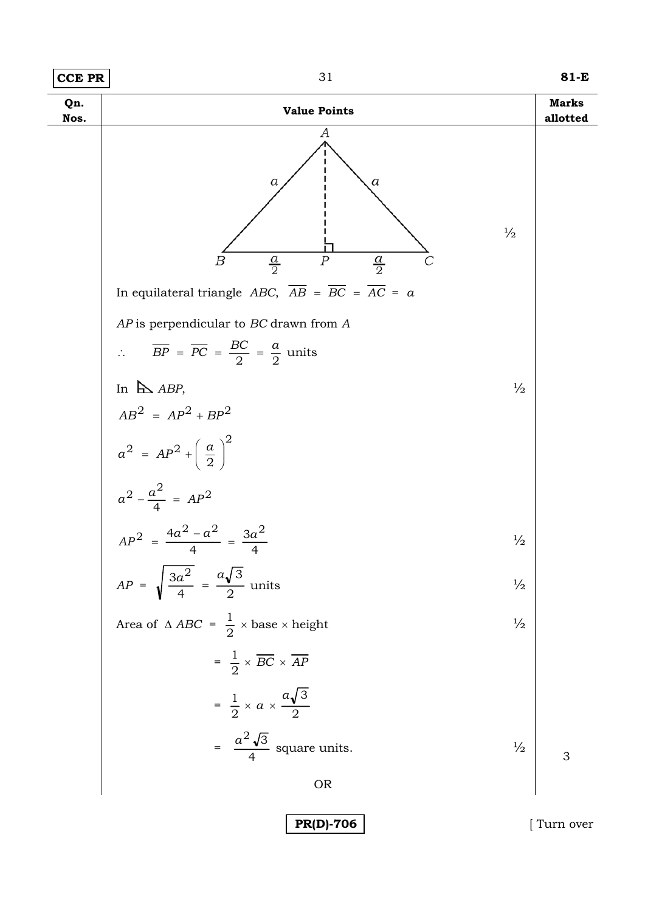| Qn. Nos. | Value Points | | Marks allotted |
|---|---|---|---|
| | (Figure: equilateral triangle $ABC$ with $AB = AC = a$, $AP \perp BC$, $BP = \frac{a}{2}$, $PC = \frac{a}{2}$) | ½ | |
| | In equilateral triangle $ABC$, $\overline{AB} = \overline{BC} = \overline{AC} = a$ | | |
| | $AP$ is perpendicular to $BC$ drawn from $A$ | | |
| | $\therefore \quad \overline{BP} = \overline{PC} = \frac{BC}{2} = \frac{a}{2}$ units | | |
| | In $\triangle ABP$, | ½ | |
| | $AB^2 = AP^2 + BP^2$ | | |
| | $a^2 = AP^2 + \left(\frac{a}{2}\right)^2$ | | |
| | $a^2 - \frac{a^2}{4} = AP^2$ | | |
| | $AP^2 = \frac{4a^2 - a^2}{4} = \frac{3a^2}{4}$ | ½ | |
| | $AP = \sqrt{\frac{3a^2}{4}} = \frac{a\sqrt{3}}{2}$ units | ½ | |
| | Area of $\Delta ABC = \frac{1}{2} \times$ base $\times$ height | ½ | |
| | $= \frac{1}{2} \times \overline{BC} \times \overline{AP}$ | | |
| | $= \frac{1}{2} \times a \times \frac{a\sqrt{3}}{2}$ | | |
| | $= \frac{a^2\sqrt{3}}{4}$ square units. | ½ | 3 |
| | OR | | |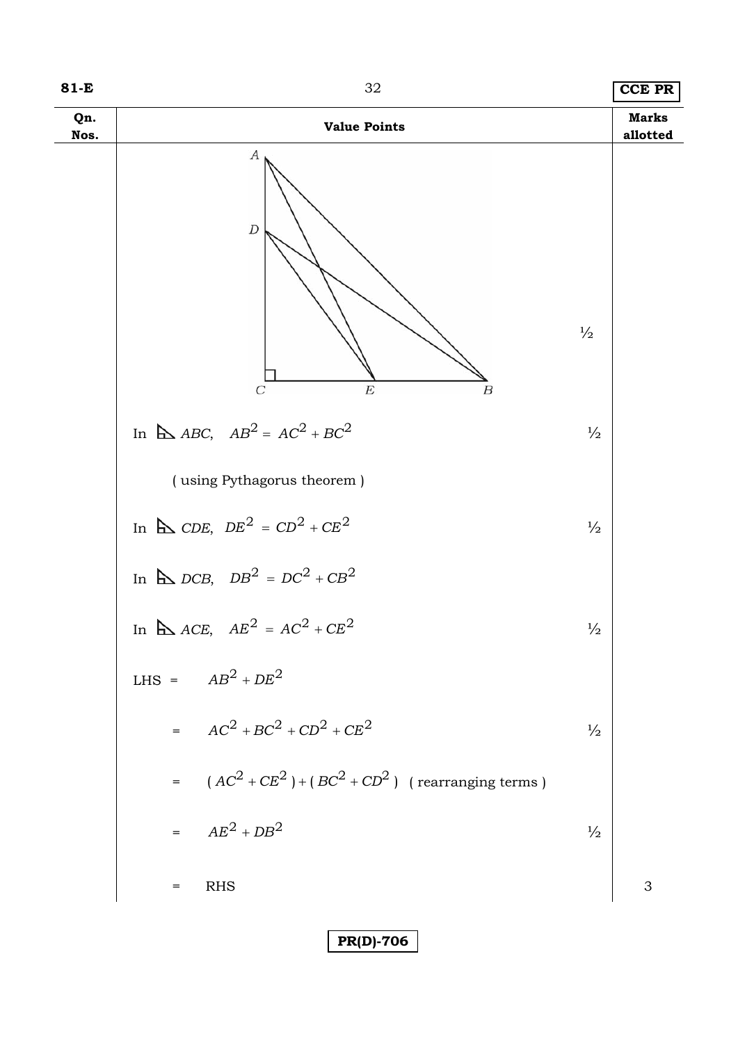| Qn. Nos. | Value Points | | Marks allotted |
|---|---|---|---|
| | (Figure: right triangle $ABC$ with right angle at $C$, $D$ on $AC$, $E$ on $CB$) | ½ | |
| | In $\triangle ABC$, $AB^2 = AC^2 + BC^2$ | ½ | |
| | ( using Pythagorus theorem ) | | |
| | In $\triangle CDE$, $DE^2 = CD^2 + CE^2$ | ½ | |
| | In $\triangle DCB$, $DB^2 = DC^2 + CB^2$ | | |
| | In $\triangle ACE$, $AE^2 = AC^2 + CE^2$ | ½ | |
| | LHS = $AB^2 + DE^2$ | | |
| | = $AC^2 + BC^2 + CD^2 + CE^2$ | ½ | |
| | = $(AC^2 + CE^2) + (BC^2 + CD^2)$ ( rearranging terms ) | | |
| | = $AE^2 + DB^2$ | ½ | |
| | = RHS | | 3 |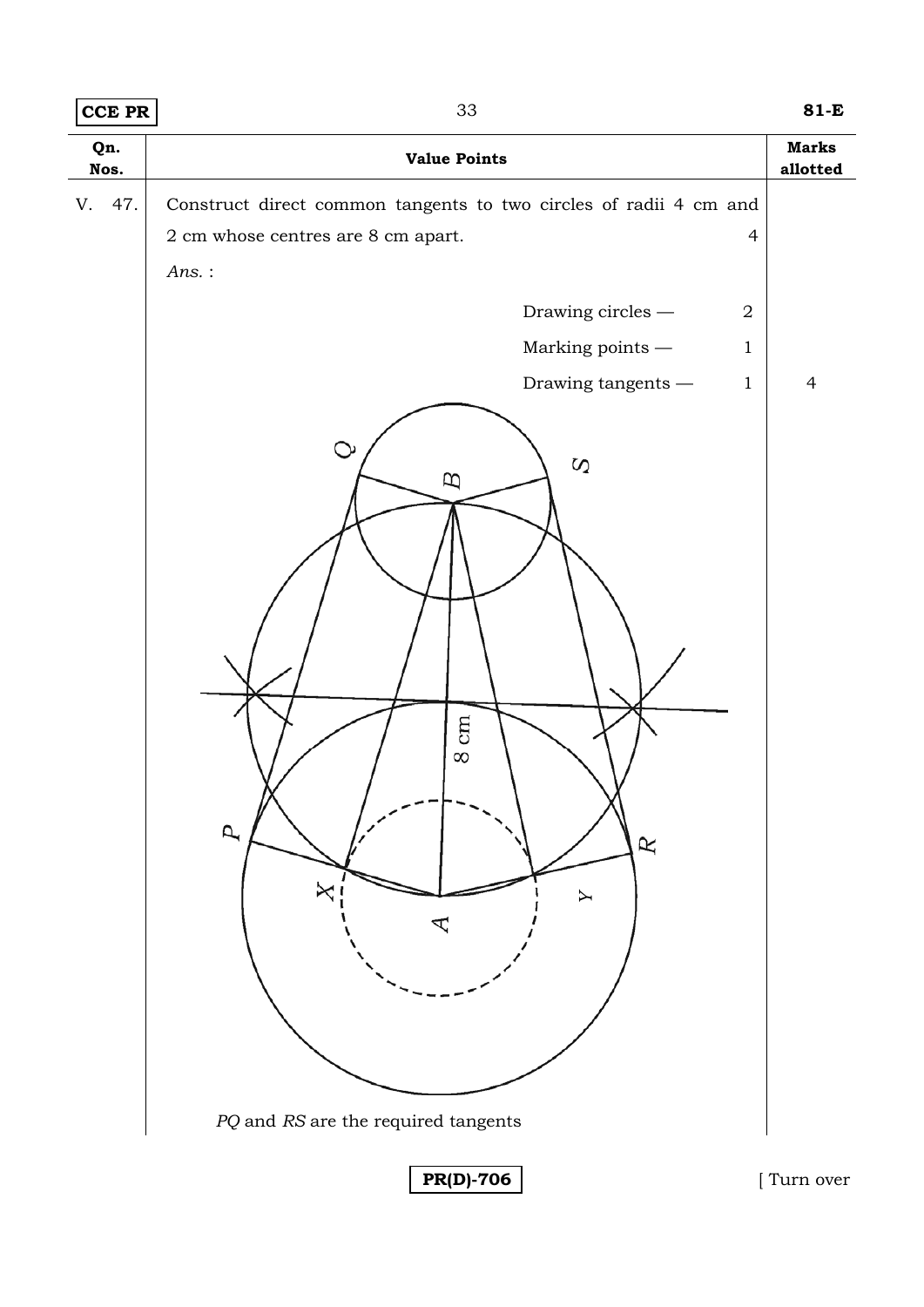| Qn. Nos. | Value Points | Marks allotted |
|---|---|---|
| V. 47. | Construct direct common tangents to two circles of radii 4 cm and 2 cm whose centres are 8 cm apart. 4 | |
| | *Ans.* : | |
| | Drawing circles — 2 | |
| | Marking points — 1 | |
| | Drawing tangents — 1 | 4 |

*PQ* and *RS* are the required tangents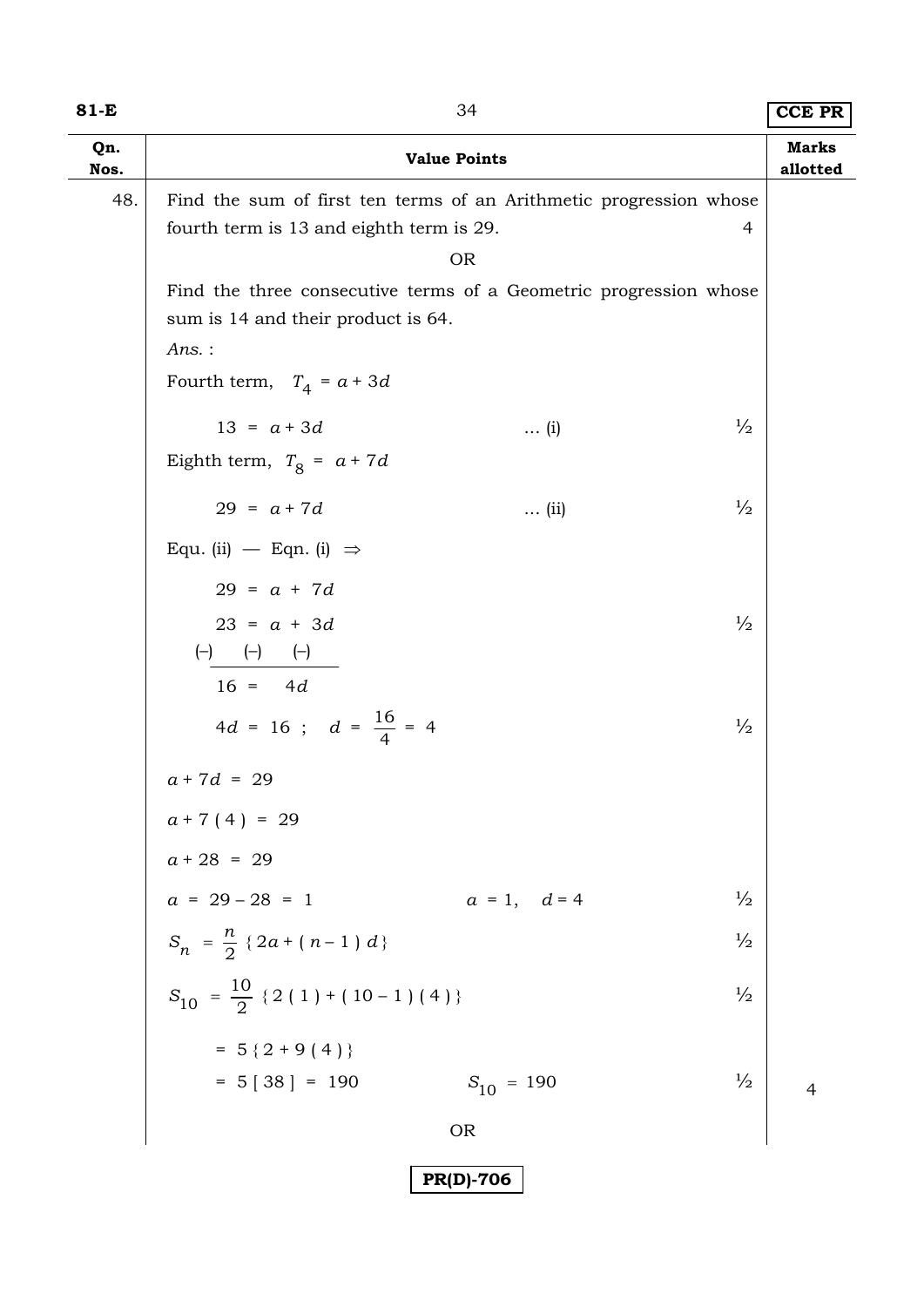| Qn. Nos. | Value Points | Marks allotted |
|---|---|---|
| 48. | Find the sum of first ten terms of an Arithmetic progression whose fourth term is 13 and eighth term is 29. 4 | |
| | OR | |
| | Find the three consecutive terms of a Geometric progression whose sum is 14 and their product is 64. | |
| | *Ans.* : | |
| | Fourth term, $T_4 = a + 3d$ | |
| | $13 = a + 3d$ ... (i) ½ | |
| | Eighth term, $T_8 = a + 7d$ | |
| | $29 = a + 7d$ ... (ii) ½ | |
| | Equ. (ii) — Eqn. (i) $\Rightarrow$ | |
| | $29 = a + 7d$ | |
| | $23 = a + 3d$ ½ | |
| | (–) (–) (–) | |
| | $16 = 4d$ | |
| | $4d = 16$ ; $d = \frac{16}{4} = 4$ ½ | |
| | $a + 7d = 29$ | |
| | $a + 7(4) = 29$ | |
| | $a + 28 = 29$ | |
| | $a = 29 - 28 = 1$ $a = 1,\ d = 4$ ½ | |
| | $S_n = \frac{n}{2}\{2a + (n-1)d\}$ ½ | |
| | $S_{10} = \frac{10}{2}\{2(1) + (10-1)(4)\}$ ½ | |
| | $= 5\{2 + 9(4)\}$ | |
| | $= 5[38] = 190$ $S_{10} = 190$ ½ | 4 |
| | OR | |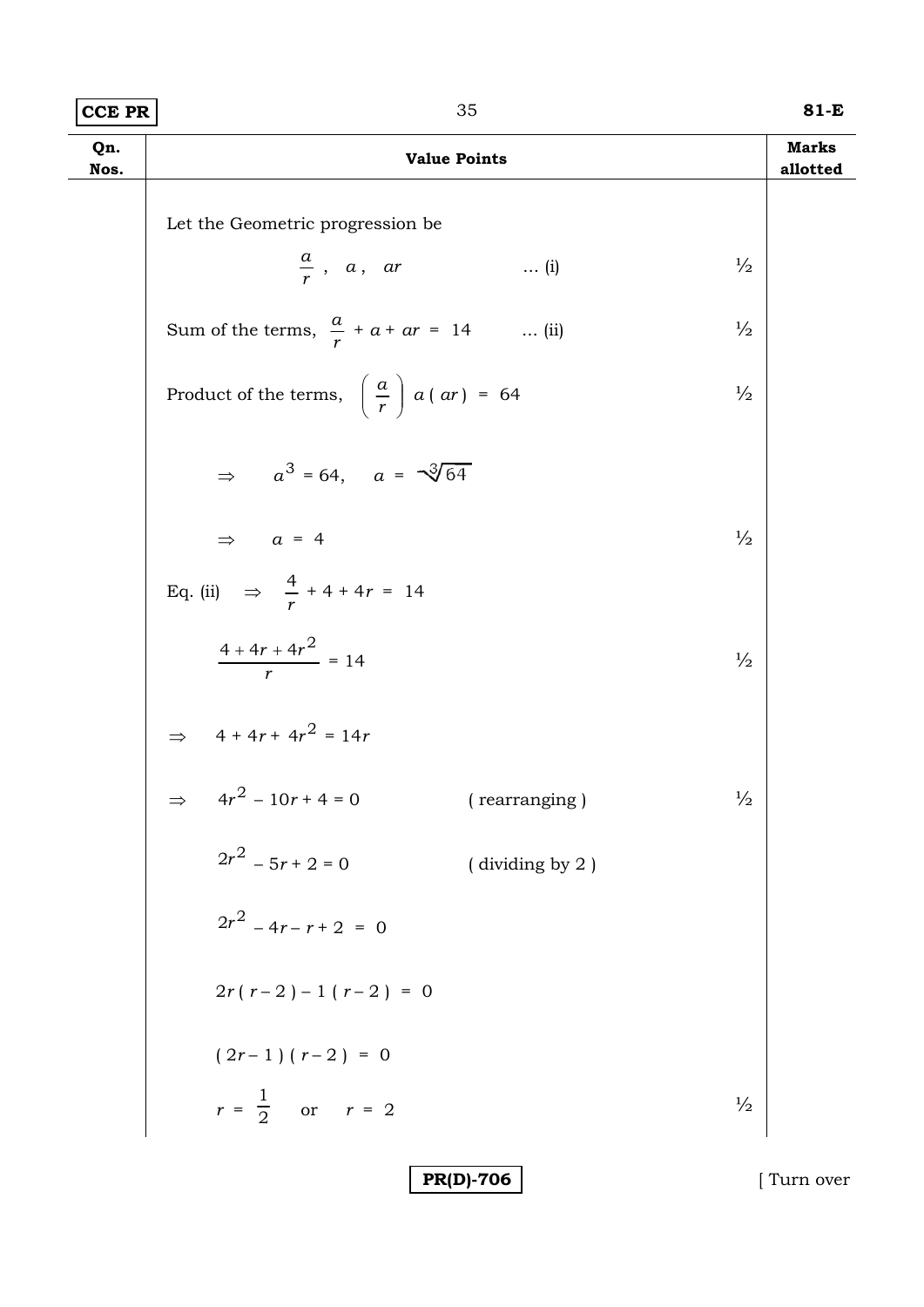| Qn. Nos. | Value Points | Marks allotted |
|---|---|---|
| | Let the Geometric progression be | |
| | $\frac{a}{r}$ , $a$ , $ar$ ... (i) | ½ |
| | Sum of the terms, $\frac{a}{r} + a + ar = 14$ ... (ii) | ½ |
| | Product of the terms, $\left(\frac{a}{r}\right) a(ar) = 64$ | ½ |
| | $\Rightarrow \quad a^3 = 64, \quad a = \sqrt[3]{64}$ | |
| | $\Rightarrow \quad a = 4$ | ½ |
| | Eq. (ii) $\Rightarrow \quad \frac{4}{r} + 4 + 4r = 14$ | |
| | $\frac{4 + 4r + 4r^2}{r} = 14$ | ½ |
| | $\Rightarrow \quad 4 + 4r + 4r^2 = 14r$ | |
| | $\Rightarrow \quad 4r^2 - 10r + 4 = 0$ ( rearranging ) | ½ |
| | $2r^2 - 5r + 2 = 0$ ( dividing by 2 ) | |
| | $2r^2 - 4r - r + 2 = 0$ | |
| | $2r(r - 2) - 1(r - 2) = 0$ | |
| | $(2r - 1)(r - 2) = 0$ | |
| | $r = \frac{1}{2}$ or $r = 2$ | ½ |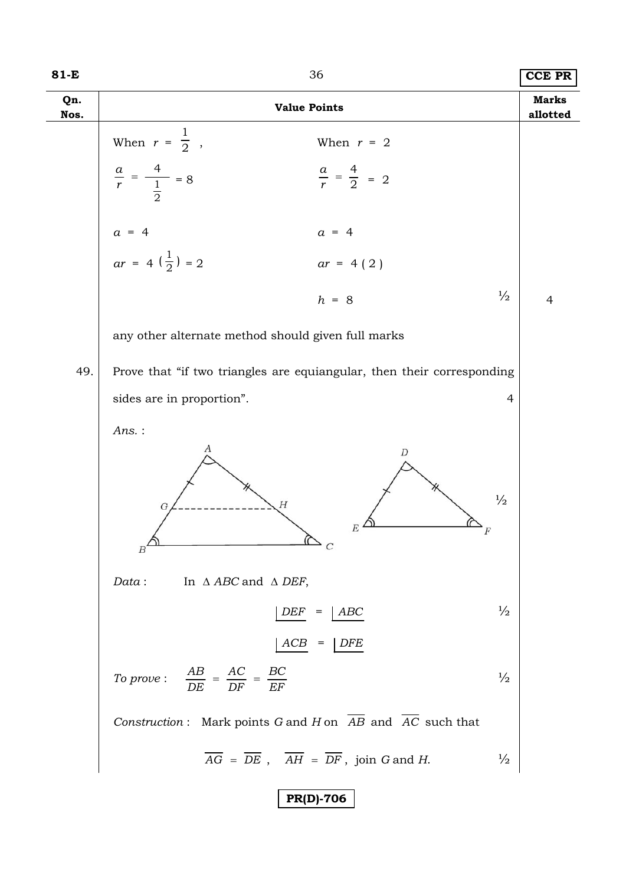| Qn. Nos. | Value Points | Marks allotted |
|---|---|---|
| | When $r = \frac{1}{2}$ , &nbsp;&nbsp;&nbsp;&nbsp;&nbsp;&nbsp;&nbsp;&nbsp; When $r = 2$ | |
| | $\frac{a}{r} = \frac{4}{\frac{1}{2}} = 8$ &nbsp;&nbsp;&nbsp;&nbsp;&nbsp;&nbsp;&nbsp;&nbsp; $\frac{a}{r} = \frac{4}{2} = 2$ | |
| | $a = 4$ &nbsp;&nbsp;&nbsp;&nbsp;&nbsp;&nbsp;&nbsp;&nbsp; $a = 4$ | |
| | $ar = 4\left(\frac{1}{2}\right) = 2$ &nbsp;&nbsp;&nbsp;&nbsp;&nbsp;&nbsp;&nbsp;&nbsp; $ar = 4(2)$ | |
| | $h = 8$ &nbsp;&nbsp;&nbsp; ½ | 4 |
| | any other alternate method should given full marks | |
| 49. | Prove that "if two triangles are equiangular, then their corresponding sides are in proportion". &nbsp;&nbsp;&nbsp; 4 | |
| | *Ans.* : | |
| | (Figure: $\Delta ABC$ with points $G$ on $AB$ and $H$ on $AC$, $GH$ joined; $\Delta DEF$) &nbsp;&nbsp;&nbsp; ½ | |
| | *Data* : In $\Delta ABC$ and $\Delta DEF$, | |
| | $\angle DEF = \angle ABC$ &nbsp;&nbsp;&nbsp; ½ | |
| | $\angle ACB = \angle DFE$ | |
| | *To prove* : $\frac{AB}{DE} = \frac{AC}{DF} = \frac{BC}{EF}$ &nbsp;&nbsp;&nbsp; ½ | |
| | *Construction* : Mark points *G* and *H* on $\overline{AB}$ and $\overline{AC}$ such that | |
| | $\overline{AG} = \overline{DE}$ , $\overline{AH} = \overline{DF}$ , join *G* and *H*. &nbsp;&nbsp;&nbsp; ½ | |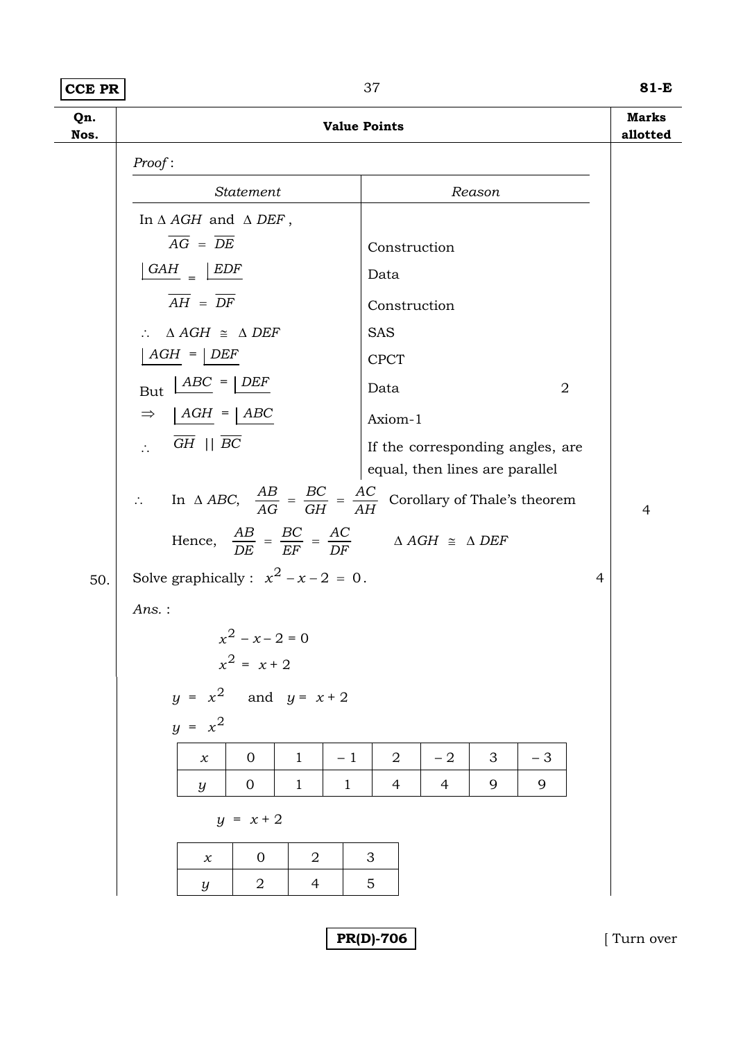| Qn. Nos. | Value Points | Marks allotted |
|---|---|---|

*Proof* :

| Statement | Reason |
|---|---|
| In $\Delta\, AGH$ and $\Delta\, DEF$, | |
| $\overline{AG} = \overline{DE}$ | Construction |
| $\lfloor GAH = \lfloor EDF$ | Data |
| $\overline{AH} = \overline{DF}$ | Construction |
| $\therefore \quad \Delta\, AGH \cong \Delta\, DEF$ | SAS |
| $\lfloor AGH = \lfloor DEF$ | CPCT |
| But $\lfloor ABC = \lfloor DEF$ | Data &nbsp;&nbsp;&nbsp;&nbsp; 2 |
| $\Rightarrow \quad \lfloor AGH = \lfloor ABC$ | Axiom-1 |
| $\therefore \quad \overline{GH} \parallel \overline{BC}$ | If the corresponding angles, are equal, then lines are parallel |

$\therefore$ &nbsp;&nbsp; In $\Delta\, ABC$, $\dfrac{AB}{AG} = \dfrac{BC}{GH} = \dfrac{AC}{AH}$ &nbsp; Corollary of Thale's theorem &nbsp;&nbsp;&nbsp;&nbsp; **4**

Hence, $\dfrac{AB}{DE} = \dfrac{BC}{EF} = \dfrac{AC}{DF}$ &nbsp;&nbsp;&nbsp; $\Delta\, AGH \cong \Delta\, DEF$

**50.** Solve graphically : $x^2 - x - 2 = 0$. &nbsp;&nbsp;&nbsp;&nbsp; 4

*Ans.* :

$$x^2 - x - 2 = 0$$

$$x^2 = x + 2$$

$y = x^2$ and $y = x + 2$

$y = x^2$

| $x$ | 0 | 1 | – 1 | 2 | – 2 | 3 | – 3 |
|---|---|---|---|---|---|---|---|
| $y$ | 0 | 1 | 1 | 4 | 4 | 9 | 9 |

$y = x + 2$

| $x$ | 0 | 2 | 3 |
|---|---|---|---|
| $y$ | 2 | 4 | 5 |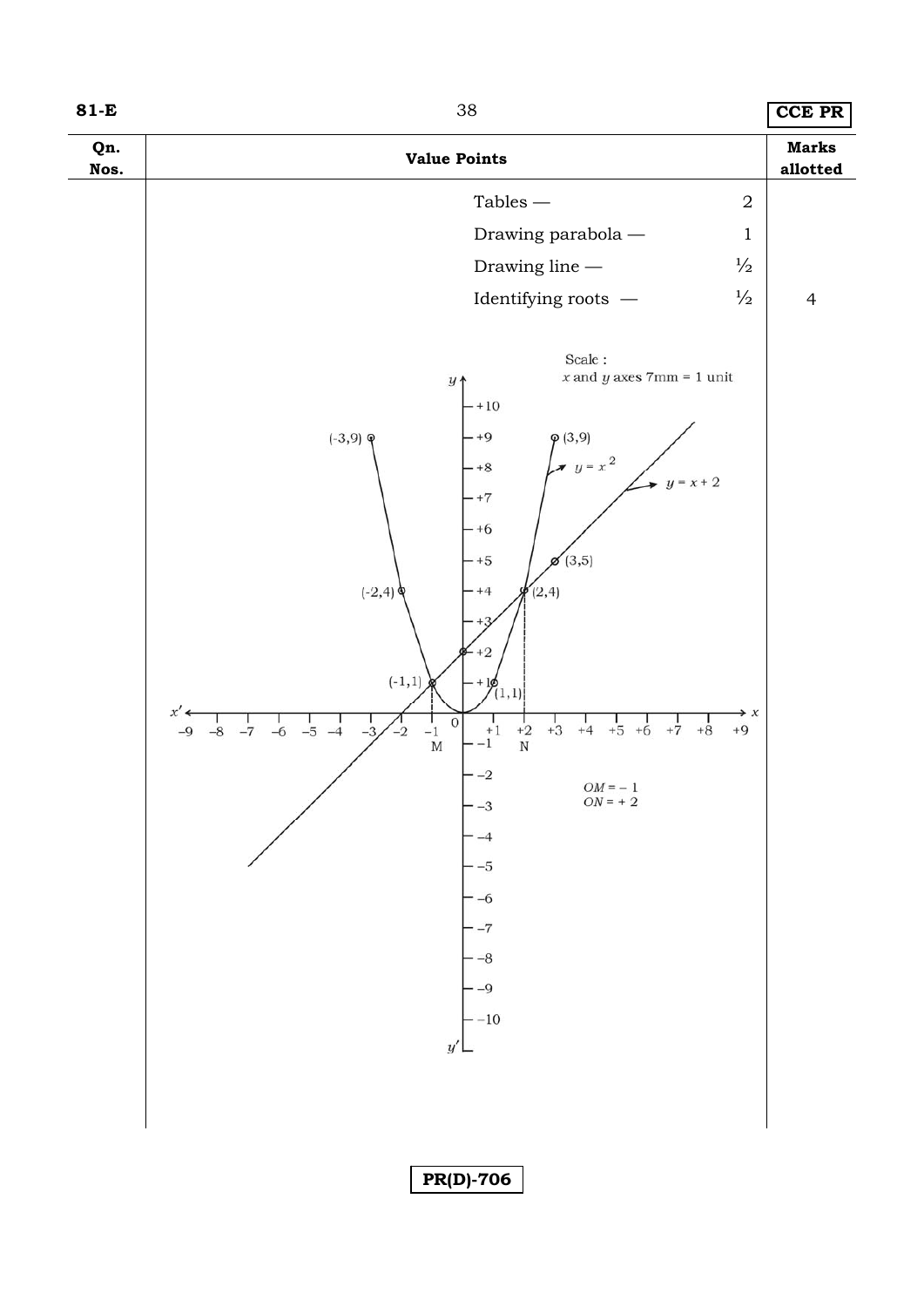| Qn. Nos. | Value Points | Marks allotted |
|---|---|---|
| | Tables — 2 | |
| | Drawing parabola — 1 | |
| | Drawing line — ½ | |
| | Identifying roots — ½ | 4 |

Scale : $x$ and $y$ axes 7mm = 1 unit

$y = x^2$

$y = x + 2$

(-3,9), (3,9), (-2,4), (2,4), (-1,1), (1,1), (3,5)

$OM = -1$

$ON = +2$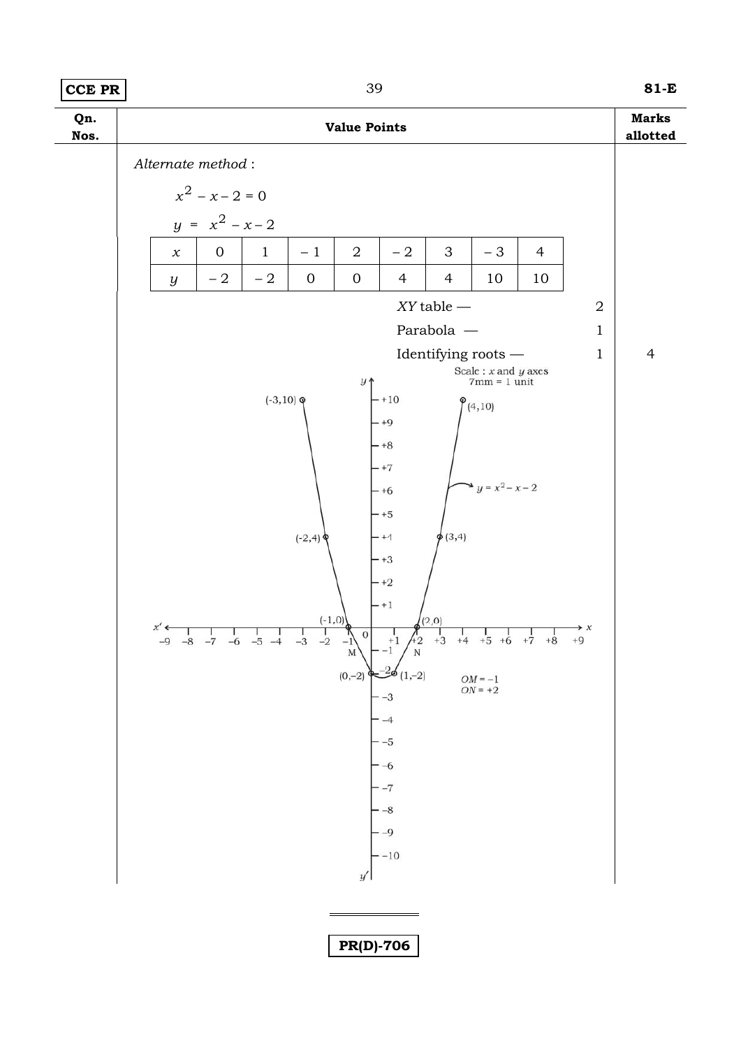| Qn. Nos. | Value Points | Marks allotted |
|---|---|---|

*Alternate method* :

$x^2 - x - 2 = 0$

$y = x^2 - x - 2$

| $x$ | 0 | 1 | − 1 | 2 | − 2 | 3 | − 3 | 4 |
|---|---|---|---|---|---|---|---|---|
| $y$ | − 2 | − 2 | 0 | 0 | 4 | 4 | 10 | 10 |

| | | |
|---|---|---|
| $XY$ table — | 2 | |
| Parabola — | 1 | |
| Identifying roots — | 1 | 4 |

Scale : $x$ and $y$ axes
7mm = 1 unit

$y = x^2 - x - 2$

(-3,10)
(4,10)
(-2,4)
(3,4)
(-1,0)
(2,0)
(0,−2)
(1,−2)

M
N

$OM = -1$
$ON = +2$